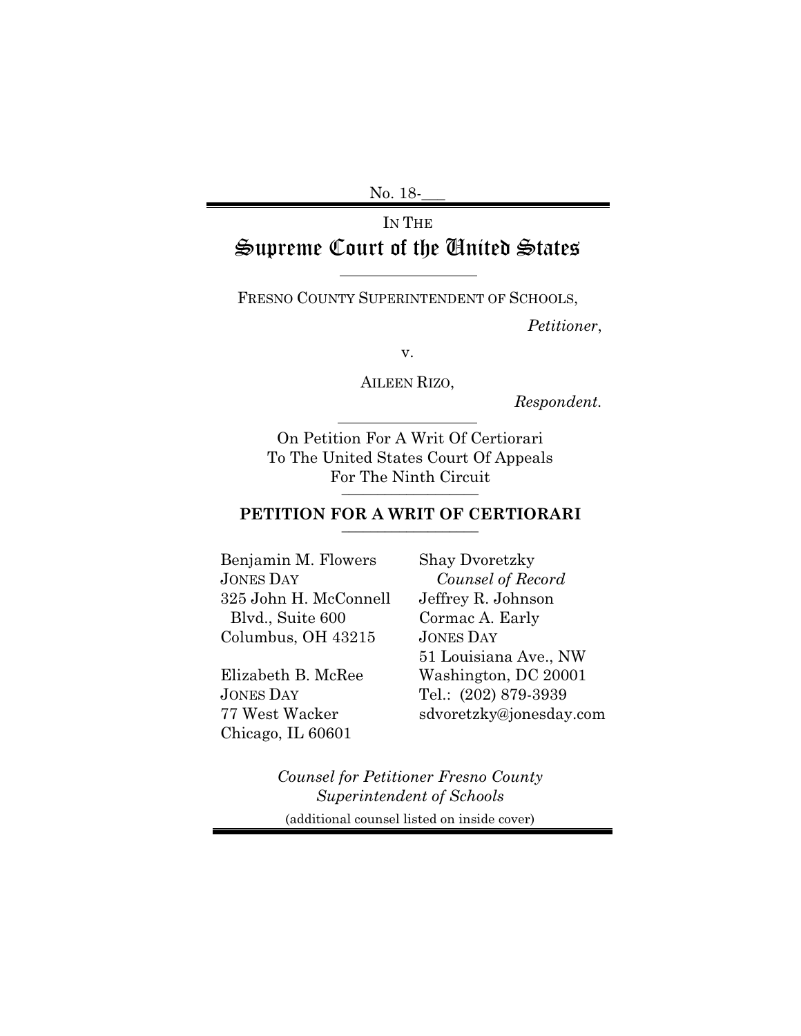No. 18-___

IN THE

# Supreme Court of the United States

---

FRESNO COUNTY SUPERINTENDENT OF SCHOOLS,

*Petitioner*,

v.

AILEEN RIZO,

*Respondent.*

---

On Petition For A Writ Of Certiorari
To The United States Court Of Appeals
For The Ninth Circuit

---

## PETITION FOR A WRIT OF CERTIORARI

---

Shay Dvoretzky
*Counsel of Record*
Jeffrey R. Johnson
Cormac A. Early
JONES DAY
51 Louisiana Ave., NW
Washington, DC 20001
Tel.: (202) 879-3939
sdvoretzky@jonesday.com

Benjamin M. Flowers
JONES DAY
325 John H. McConnell
Blvd., Suite 600
Columbus, OH 43215

Elizabeth B. McRee
JONES DAY
77 West Wacker
Chicago, IL 60601

*Counsel for Petitioner Fresno County Superintendent of Schools*

(additional counsel listed on inside cover)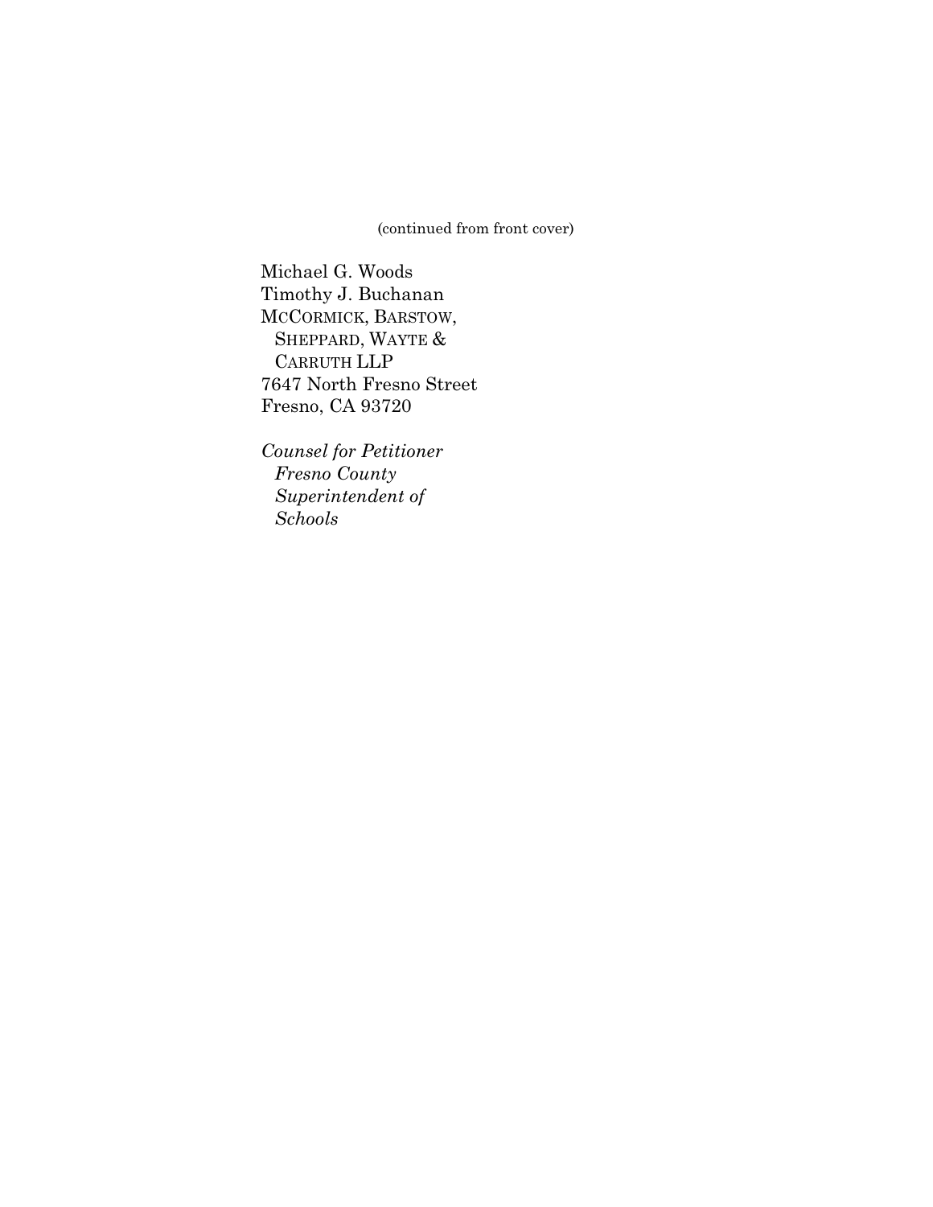(continued from front cover)

Michael G. Woods
Timothy J. Buchanan
MCCORMICK, BARSTOW,
SHEPPARD, WAYTE &
CARRUTH LLP
7647 North Fresno Street
Fresno, CA 93720

*Counsel for Petitioner Fresno County Superintendent of Schools*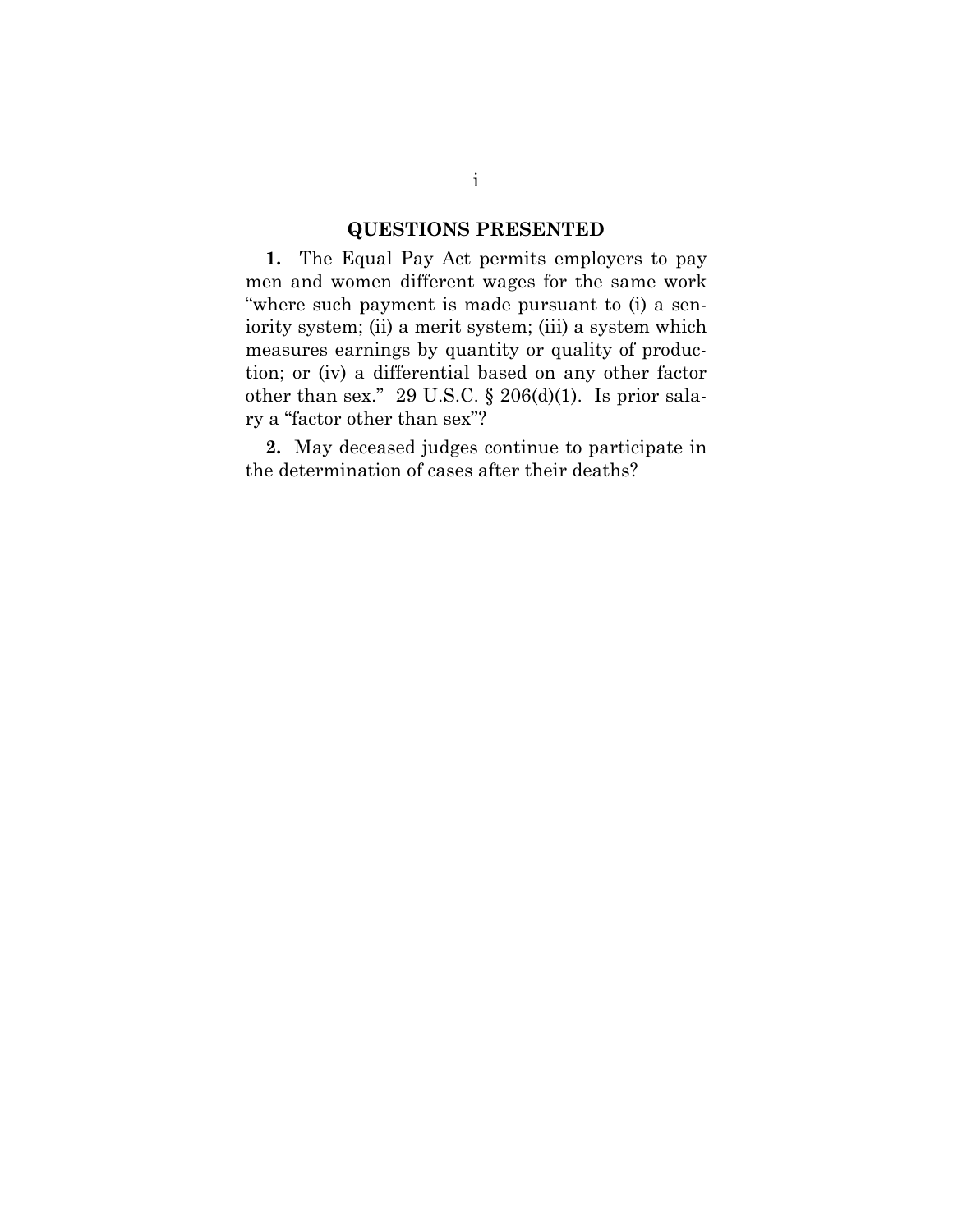## QUESTIONS PRESENTED

**1.** The Equal Pay Act permits employers to pay men and women different wages for the same work "where such payment is made pursuant to (i) a seniority system; (ii) a merit system; (iii) a system which measures earnings by quantity or quality of production; or (iv) a differential based on any other factor other than sex." 29 U.S.C. § 206(d)(1). Is prior salary a "factor other than sex"?

**2.** May deceased judges continue to participate in the determination of cases after their deaths?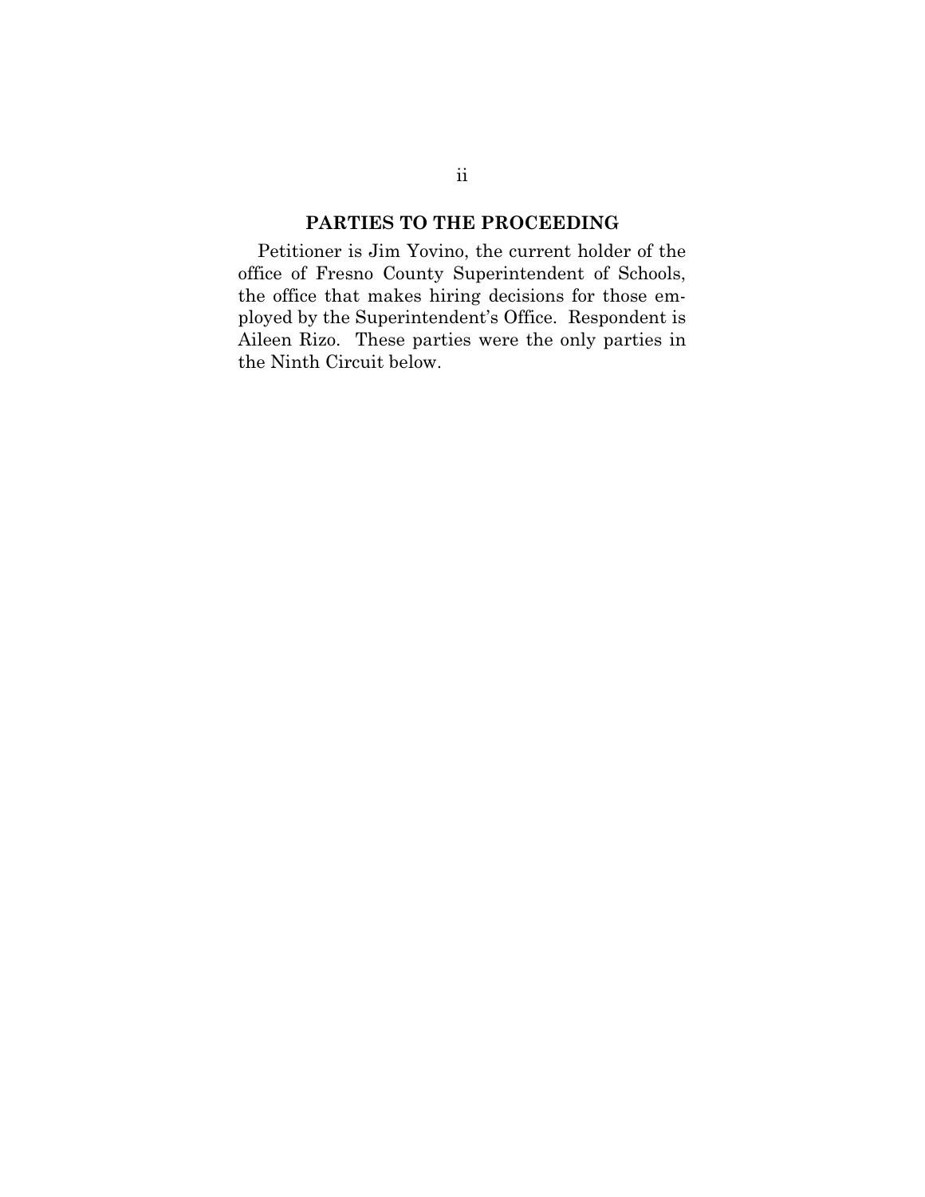## PARTIES TO THE PROCEEDING

Petitioner is Jim Yovino, the current holder of the office of Fresno County Superintendent of Schools, the office that makes hiring decisions for those employed by the Superintendent's Office. Respondent is Aileen Rizo. These parties were the only parties in the Ninth Circuit below.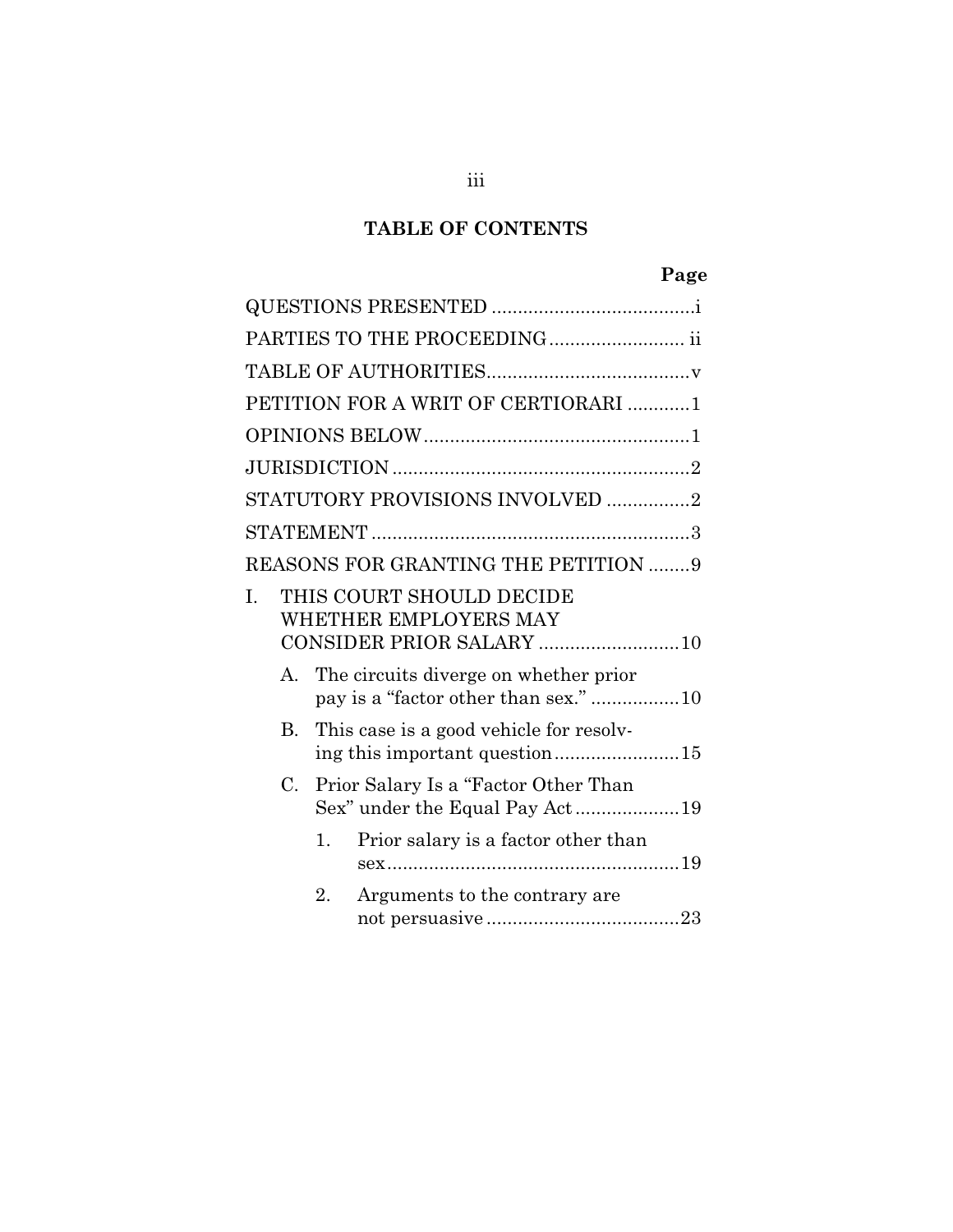# TABLE OF CONTENTS

| | Page |
|---|---|
| QUESTIONS PRESENTED | i |
| PARTIES TO THE PROCEEDING | ii |
| TABLE OF AUTHORITIES | v |
| PETITION FOR A WRIT OF CERTIORARI | 1 |
| OPINIONS BELOW | 1 |
| JURISDICTION | 2 |
| STATUTORY PROVISIONS INVOLVED | 2 |
| STATEMENT | 3 |
| REASONS FOR GRANTING THE PETITION | 9 |
| I. THIS COURT SHOULD DECIDE WHETHER EMPLOYERS MAY CONSIDER PRIOR SALARY | 10 |
| A. The circuits diverge on whether prior pay is a "factor other than sex." | 10 |
| B. This case is a good vehicle for resolving this important question | 15 |
| C. Prior Salary Is a "Factor Other Than Sex" under the Equal Pay Act | 19 |
| 1. Prior salary is a factor other than sex | 19 |
| 2. Arguments to the contrary are not persuasive | 23 |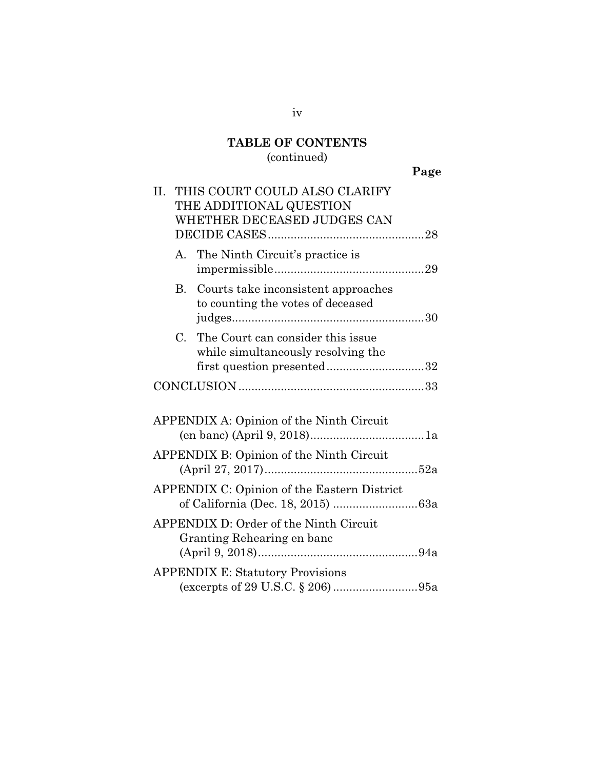## TABLE OF CONTENTS
(continued)

**Page**

II. THIS COURT COULD ALSO CLARIFY THE ADDITIONAL QUESTION WHETHER DECEASED JUDGES CAN DECIDE CASES ............................................. 28

- A. The Ninth Circuit's practice is impermissible ............................................. 29
- B. Courts take inconsistent approaches to counting the votes of deceased judges ............................................. 30
- C. The Court can consider this issue while simultaneously resolving the first question presented ............................. 32

CONCLUSION ............................................. 33

APPENDIX A: Opinion of the Ninth Circuit (en banc) (April 9, 2018) ............................. 1a

APPENDIX B: Opinion of the Ninth Circuit (April 27, 2017) ............................................. 52a

APPENDIX C: Opinion of the Eastern District of California (Dec. 18, 2015) ............................. 63a

APPENDIX D: Order of the Ninth Circuit Granting Rehearing en banc (April 9, 2018) ............................................. 94a

APPENDIX E: Statutory Provisions (excerpts of 29 U.S.C. § 206) ............................. 95a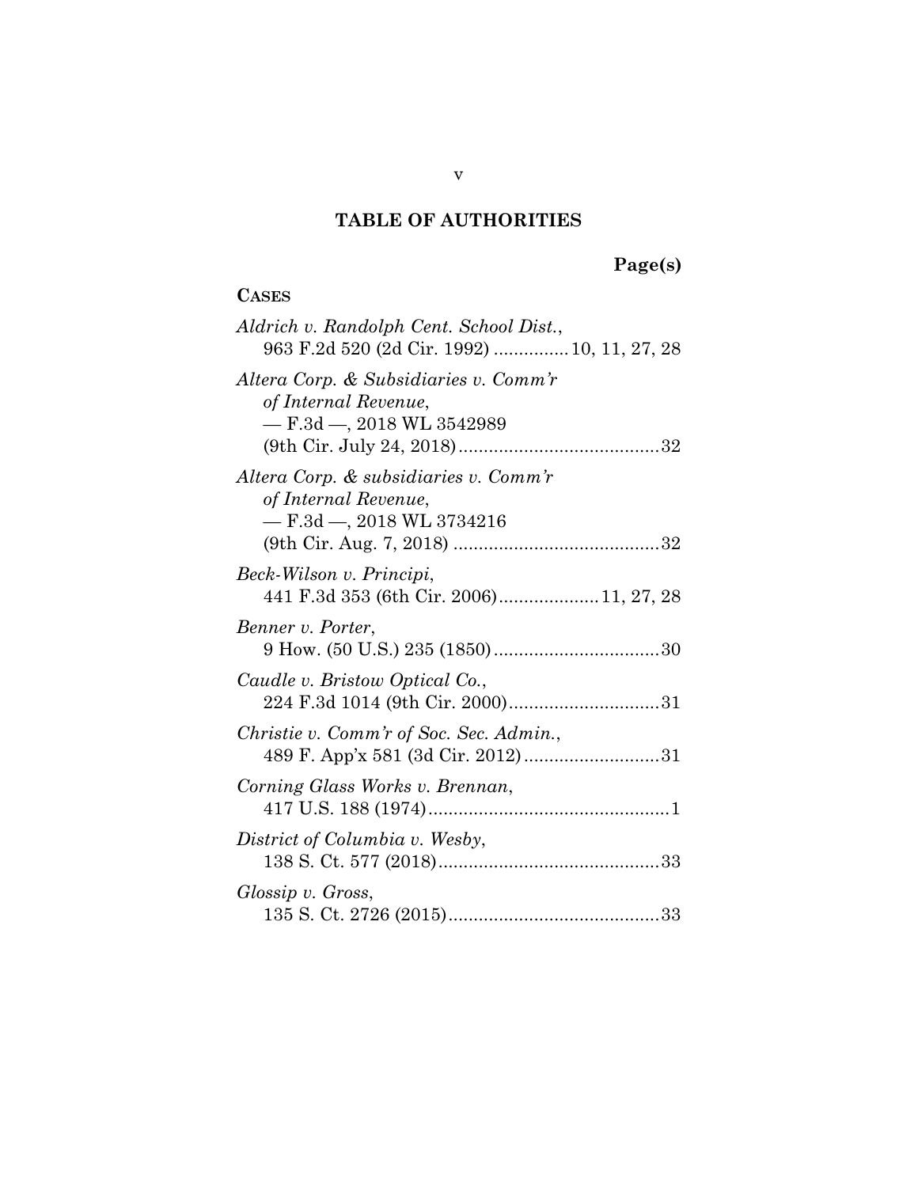## TABLE OF AUTHORITIES

**Page(s)**

**CASES**

*Aldrich v. Randolph Cent. School Dist.*, 963 F.2d 520 (2d Cir. 1992) ............... 10, 11, 27, 28

*Altera Corp. & Subsidiaries v. Comm'r of Internal Revenue*, — F.3d —, 2018 WL 3542989 (9th Cir. July 24, 2018) ........................................ 32

*Altera Corp. & subsidiaries v. Comm'r of Internal Revenue*, — F.3d —, 2018 WL 3734216 (9th Cir. Aug. 7, 2018) ......................................... 32

*Beck-Wilson v. Principi*, 441 F.3d 353 (6th Cir. 2006) .................... 11, 27, 28

*Benner v. Porter*, 9 How. (50 U.S.) 235 (1850) ................................. 30

*Caudle v. Bristow Optical Co.*, 224 F.3d 1014 (9th Cir. 2000) .............................. 31

*Christie v. Comm'r of Soc. Sec. Admin.*, 489 F. App'x 581 (3d Cir. 2012) ........................... 31

*Corning Glass Works v. Brennan*, 417 U.S. 188 (1974) ................................................ 1

*District of Columbia v. Wesby*, 138 S. Ct. 577 (2018) ............................................ 33

*Glossip v. Gross*, 135 S. Ct. 2726 (2015) .......................................... 33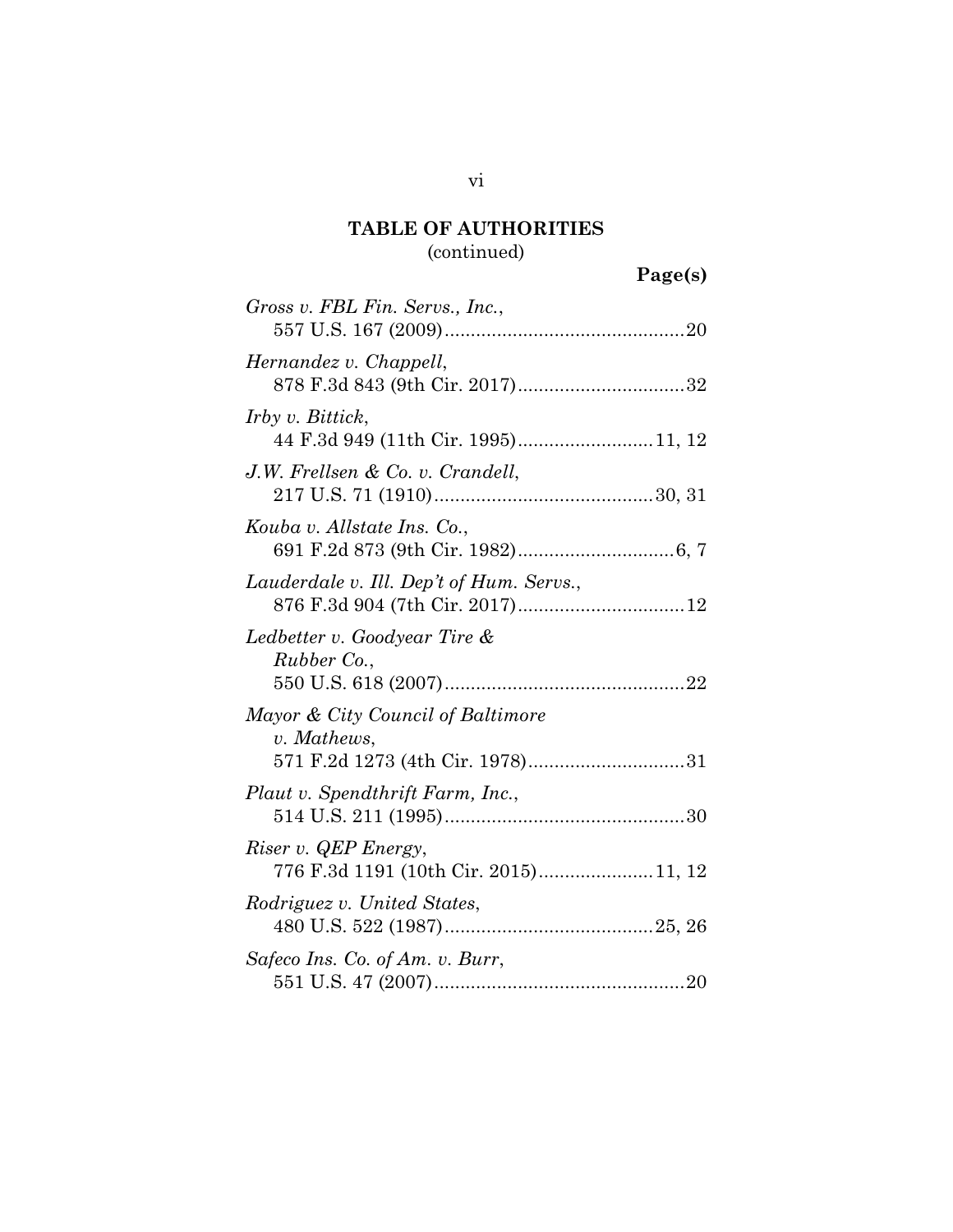## TABLE OF AUTHORITIES
(continued)

**Page(s)**

*Gross v. FBL Fin. Servs., Inc.*,
557 U.S. 167 (2009)..............................................20

*Hernandez v. Chappell*,
878 F.3d 843 (9th Cir. 2017)................................32

*Irby v. Bittick*,
44 F.3d 949 (11th Cir. 1995)..........................11, 12

*J.W. Frellsen & Co. v. Crandell*,
217 U.S. 71 (1910)..........................................30, 31

*Kouba v. Allstate Ins. Co.*,
691 F.2d 873 (9th Cir. 1982)..............................6, 7

*Lauderdale v. Ill. Dep't of Hum. Servs.*,
876 F.3d 904 (7th Cir. 2017)................................12

*Ledbetter v. Goodyear Tire & Rubber Co.*,
550 U.S. 618 (2007)..............................................22

*Mayor & City Council of Baltimore v. Mathews*,
571 F.2d 1273 (4th Cir. 1978)..............................31

*Plaut v. Spendthrift Farm, Inc.*,
514 U.S. 211 (1995)..............................................30

*Riser v. QEP Energy*,
776 F.3d 1191 (10th Cir. 2015)......................11, 12

*Rodriguez v. United States*,
480 U.S. 522 (1987)........................................25, 26

*Safeco Ins. Co. of Am. v. Burr*,
551 U.S. 47 (2007)................................................20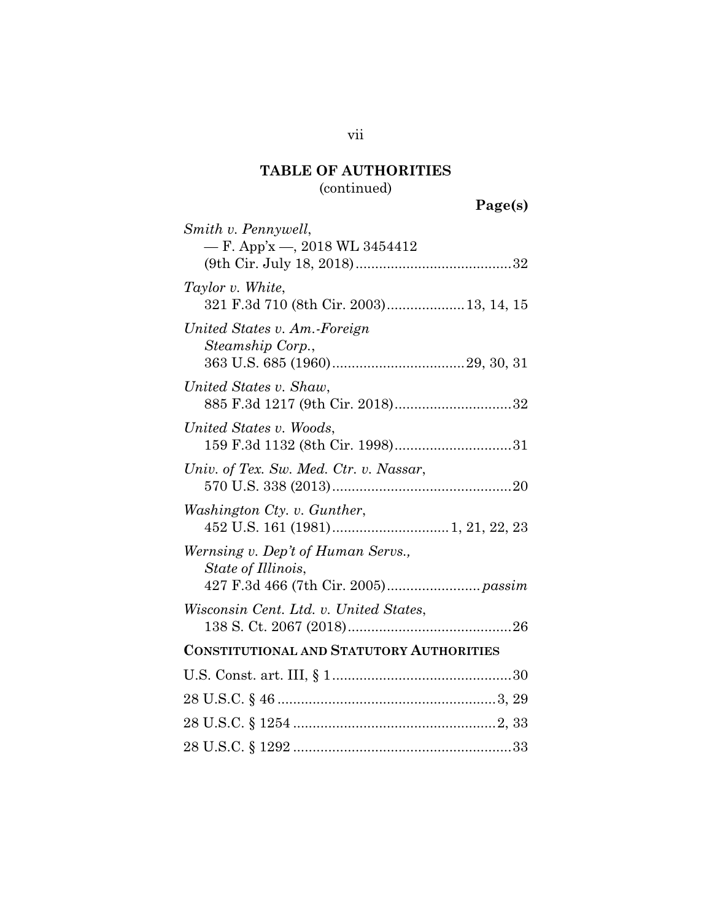## TABLE OF AUTHORITIES
(continued)

**Page(s)**

*Smith v. Pennywell*,
— F. App'x —, 2018 WL 3454412
(9th Cir. July 18, 2018)........................................32

*Taylor v. White*,
321 F.3d 710 (8th Cir. 2003)....................13, 14, 15

*United States v. Am.-Foreign Steamship Corp.*,
363 U.S. 685 (1960)..................................29, 30, 31

*United States v. Shaw*,
885 F.3d 1217 (9th Cir. 2018)..............................32

*United States v. Woods*,
159 F.3d 1132 (8th Cir. 1998)..............................31

*Univ. of Tex. Sw. Med. Ctr. v. Nassar*,
570 U.S. 338 (2013)..............................................20

*Washington Cty. v. Gunther*,
452 U.S. 161 (1981).............................1, 21, 22, 23

*Wernsing v. Dep't of Human Servs., State of Illinois*,
427 F.3d 466 (7th Cir. 2005)........................*passim*

*Wisconsin Cent. Ltd. v. United States*,
138 S. Ct. 2067 (2018)..........................................26

**CONSTITUTIONAL AND STATUTORY AUTHORITIES**

U.S. Const. art. III, § 1..............................................30

28 U.S.C. § 46........................................................3, 29

28 U.S.C. § 1254....................................................2, 33

28 U.S.C. § 1292.......................................................33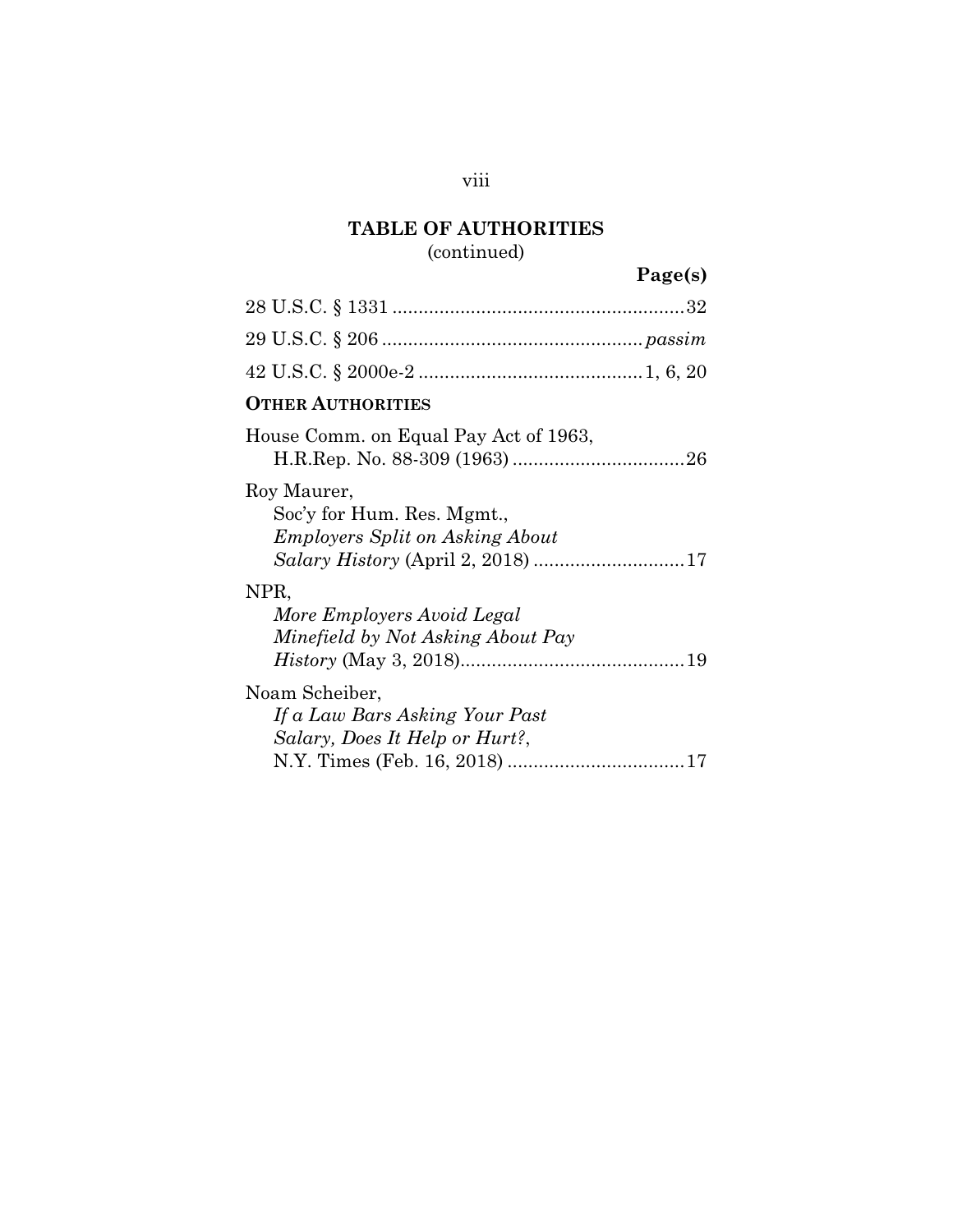## TABLE OF AUTHORITIES
(continued)

**Page(s)**

28 U.S.C. § 1331 ........................................................32

29 U.S.C. § 206 ................................................. *passim*

42 U.S.C. § 2000e-2 ..........................................1, 6, 20

**OTHER AUTHORITIES**

House Comm. on Equal Pay Act of 1963,
H.R.Rep. No. 88-309 (1963) .................................26

Roy Maurer,
Soc'y for Hum. Res. Mgmt.,
*Employers Split on Asking About Salary History* (April 2, 2018) .............................17

NPR,
*More Employers Avoid Legal Minefield by Not Asking About Pay History* (May 3, 2018)...........................................19

Noam Scheiber,
*If a Law Bars Asking Your Past Salary, Does It Help or Hurt?*,
N.Y. Times (Feb. 16, 2018) ..................................17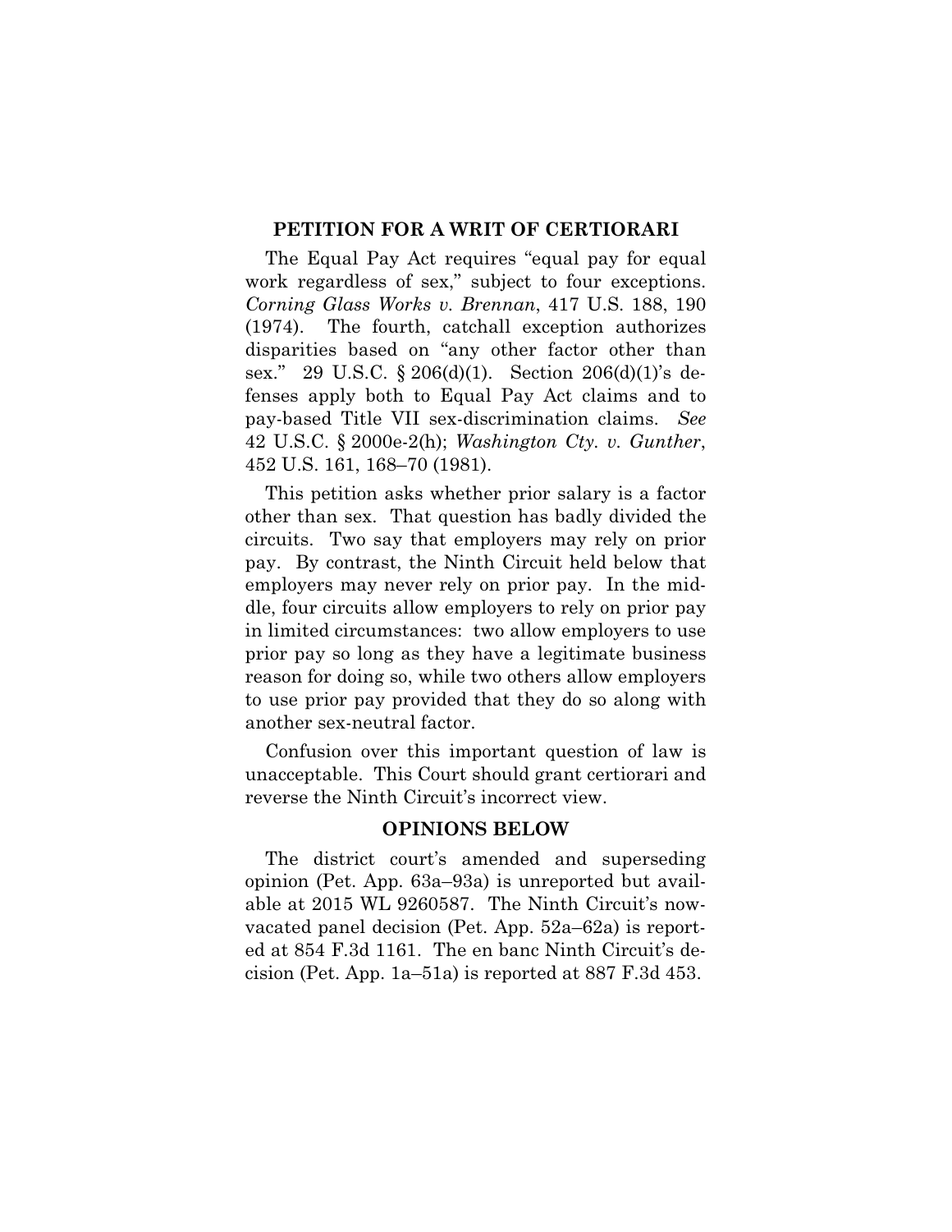## PETITION FOR A WRIT OF CERTIORARI

The Equal Pay Act requires "equal pay for equal work regardless of sex," subject to four exceptions. *Corning Glass Works v. Brennan*, 417 U.S. 188, 190 (1974). The fourth, catchall exception authorizes disparities based on "any other factor other than sex." 29 U.S.C. § 206(d)(1). Section 206(d)(1)'s defenses apply both to Equal Pay Act claims and to pay-based Title VII sex-discrimination claims. *See* 42 U.S.C. § 2000e-2(h); *Washington Cty. v. Gunther*, 452 U.S. 161, 168–70 (1981).

This petition asks whether prior salary is a factor other than sex. That question has badly divided the circuits. Two say that employers may rely on prior pay. By contrast, the Ninth Circuit held below that employers may never rely on prior pay. In the middle, four circuits allow employers to rely on prior pay in limited circumstances: two allow employers to use prior pay so long as they have a legitimate business reason for doing so, while two others allow employers to use prior pay provided that they do so along with another sex-neutral factor.

Confusion over this important question of law is unacceptable. This Court should grant certiorari and reverse the Ninth Circuit's incorrect view.

## OPINIONS BELOW

The district court's amended and superseding opinion (Pet. App. 63a–93a) is unreported but available at 2015 WL 9260587. The Ninth Circuit's now-vacated panel decision (Pet. App. 52a–62a) is reported at 854 F.3d 1161. The en banc Ninth Circuit's decision (Pet. App. 1a–51a) is reported at 887 F.3d 453.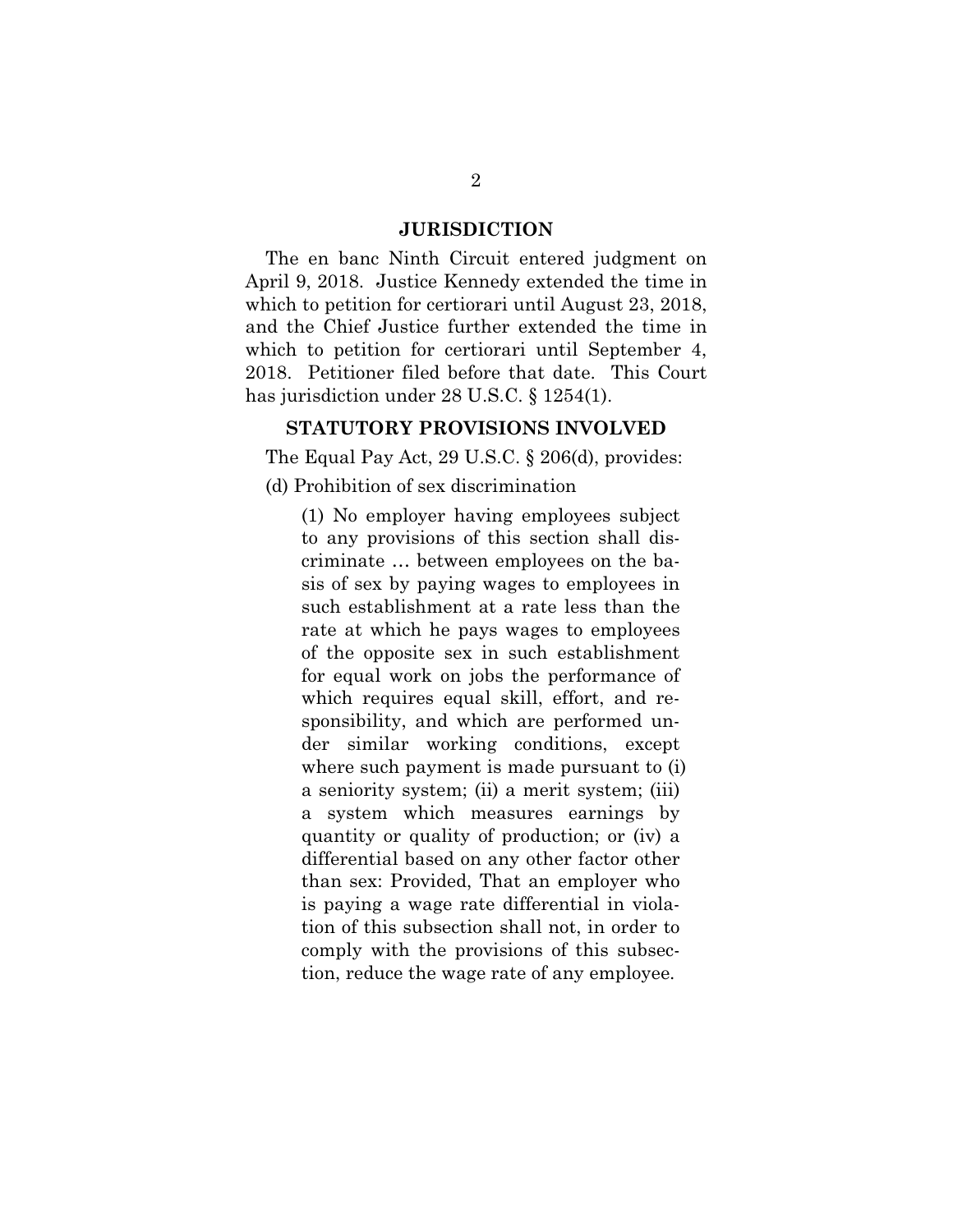## JURISDICTION

The en banc Ninth Circuit entered judgment on April 9, 2018. Justice Kennedy extended the time in which to petition for certiorari until August 23, 2018, and the Chief Justice further extended the time in which to petition for certiorari until September 4, 2018. Petitioner filed before that date. This Court has jurisdiction under 28 U.S.C. § 1254(1).

## STATUTORY PROVISIONS INVOLVED

The Equal Pay Act, 29 U.S.C. § 206(d), provides:

(d) Prohibition of sex discrimination

> (1) No employer having employees subject to any provisions of this section shall discriminate … between employees on the basis of sex by paying wages to employees in such establishment at a rate less than the rate at which he pays wages to employees of the opposite sex in such establishment for equal work on jobs the performance of which requires equal skill, effort, and responsibility, and which are performed under similar working conditions, except where such payment is made pursuant to (i) a seniority system; (ii) a merit system; (iii) a system which measures earnings by quantity or quality of production; or (iv) a differential based on any other factor other than sex: Provided, That an employer who is paying a wage rate differential in violation of this subsection shall not, in order to comply with the provisions of this subsection, reduce the wage rate of any employee.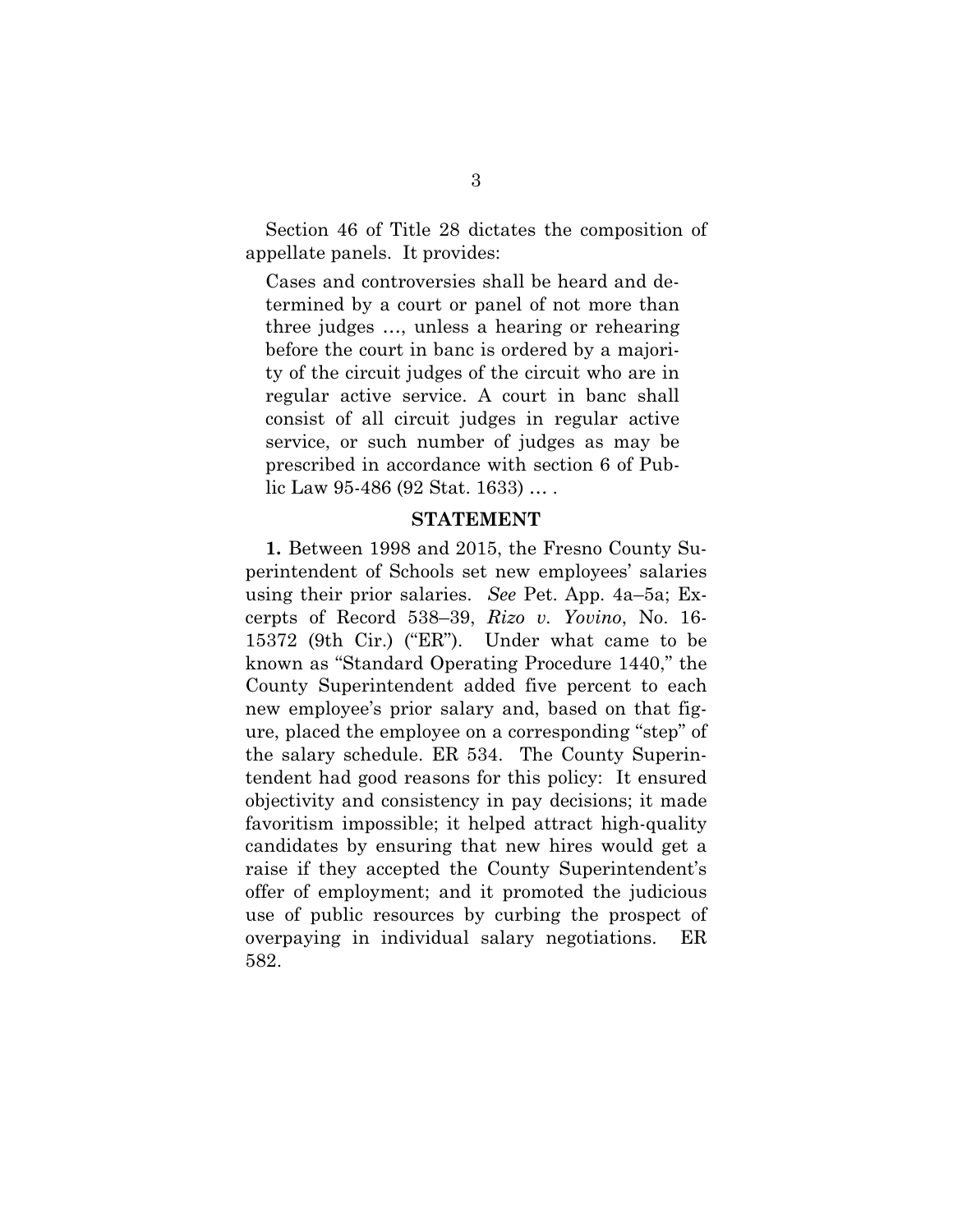Section 46 of Title 28 dictates the composition of appellate panels. It provides:

> Cases and controversies shall be heard and determined by a court or panel of not more than three judges …, unless a hearing or rehearing before the court in banc is ordered by a majority of the circuit judges of the circuit who are in regular active service. A court in banc shall consist of all circuit judges in regular active service, or such number of judges as may be prescribed in accordance with section 6 of Public Law 95-486 (92 Stat. 1633) … .

## STATEMENT

**1.** Between 1998 and 2015, the Fresno County Superintendent of Schools set new employees' salaries using their prior salaries. *See* Pet. App. 4a–5a; Excerpts of Record 538–39, *Rizo v. Yovino*, No. 16-15372 (9th Cir.) ("ER"). Under what came to be known as "Standard Operating Procedure 1440," the County Superintendent added five percent to each new employee's prior salary and, based on that figure, placed the employee on a corresponding "step" of the salary schedule. ER 534. The County Superintendent had good reasons for this policy: It ensured objectivity and consistency in pay decisions; it made favoritism impossible; it helped attract high-quality candidates by ensuring that new hires would get a raise if they accepted the County Superintendent's offer of employment; and it promoted the judicious use of public resources by curbing the prospect of overpaying in individual salary negotiations. ER 582.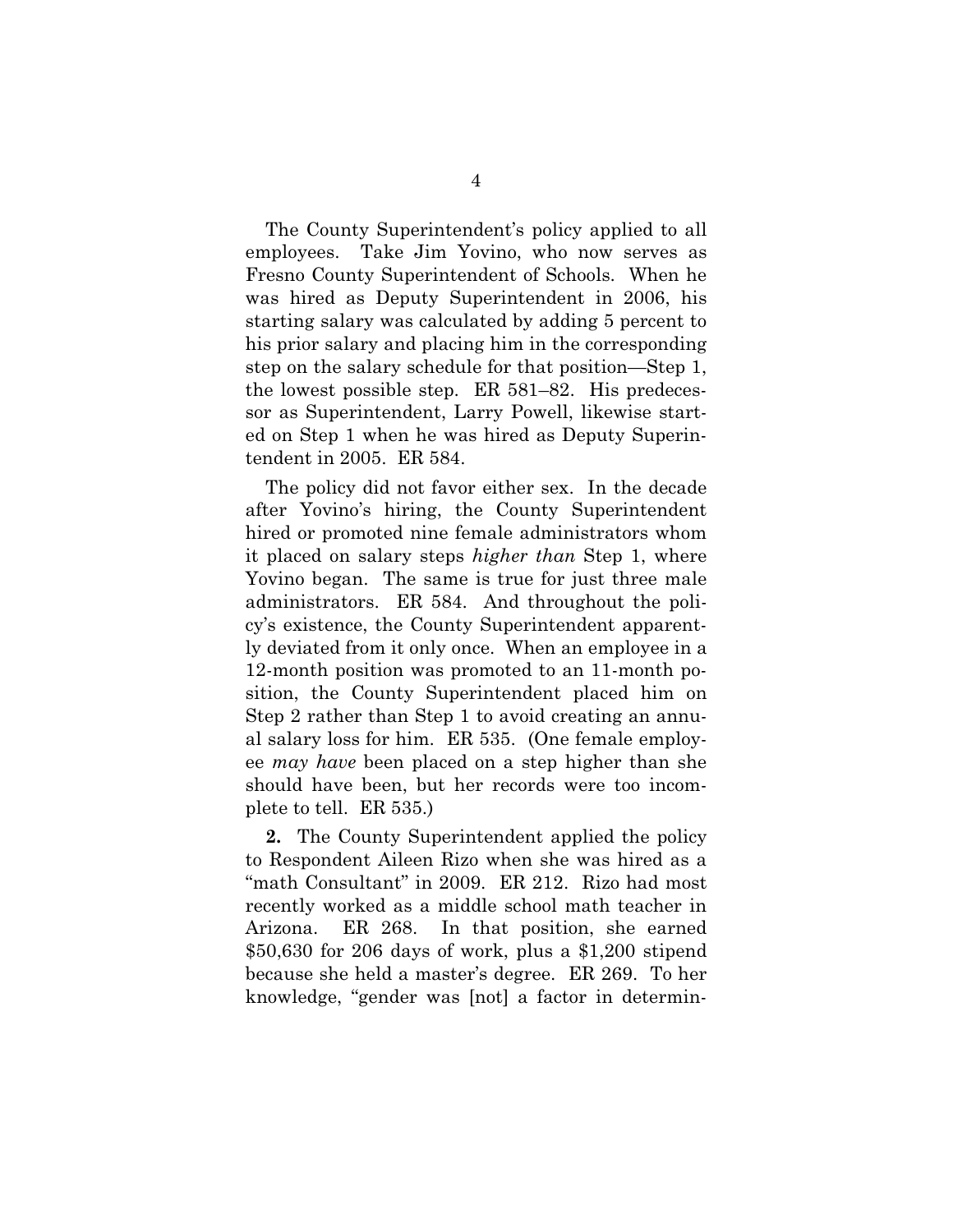The County Superintendent's policy applied to all employees. Take Jim Yovino, who now serves as Fresno County Superintendent of Schools. When he was hired as Deputy Superintendent in 2006, his starting salary was calculated by adding 5 percent to his prior salary and placing him in the corresponding step on the salary schedule for that position—Step 1, the lowest possible step. ER 581–82. His predecessor as Superintendent, Larry Powell, likewise started on Step 1 when he was hired as Deputy Superintendent in 2005. ER 584.

The policy did not favor either sex. In the decade after Yovino's hiring, the County Superintendent hired or promoted nine female administrators whom it placed on salary steps *higher than* Step 1, where Yovino began. The same is true for just three male administrators. ER 584. And throughout the policy's existence, the County Superintendent apparently deviated from it only once. When an employee in a 12-month position was promoted to an 11-month position, the County Superintendent placed him on Step 2 rather than Step 1 to avoid creating an annual salary loss for him. ER 535. (One female employee *may have* been placed on a step higher than she should have been, but her records were too incomplete to tell. ER 535.)

**2.** The County Superintendent applied the policy to Respondent Aileen Rizo when she was hired as a "math Consultant" in 2009. ER 212. Rizo had most recently worked as a middle school math teacher in Arizona. ER 268. In that position, she earned $50,630 for 206 days of work, plus a $1,200 stipend because she held a master's degree. ER 269. To her knowledge, "gender was [not] a factor in determin-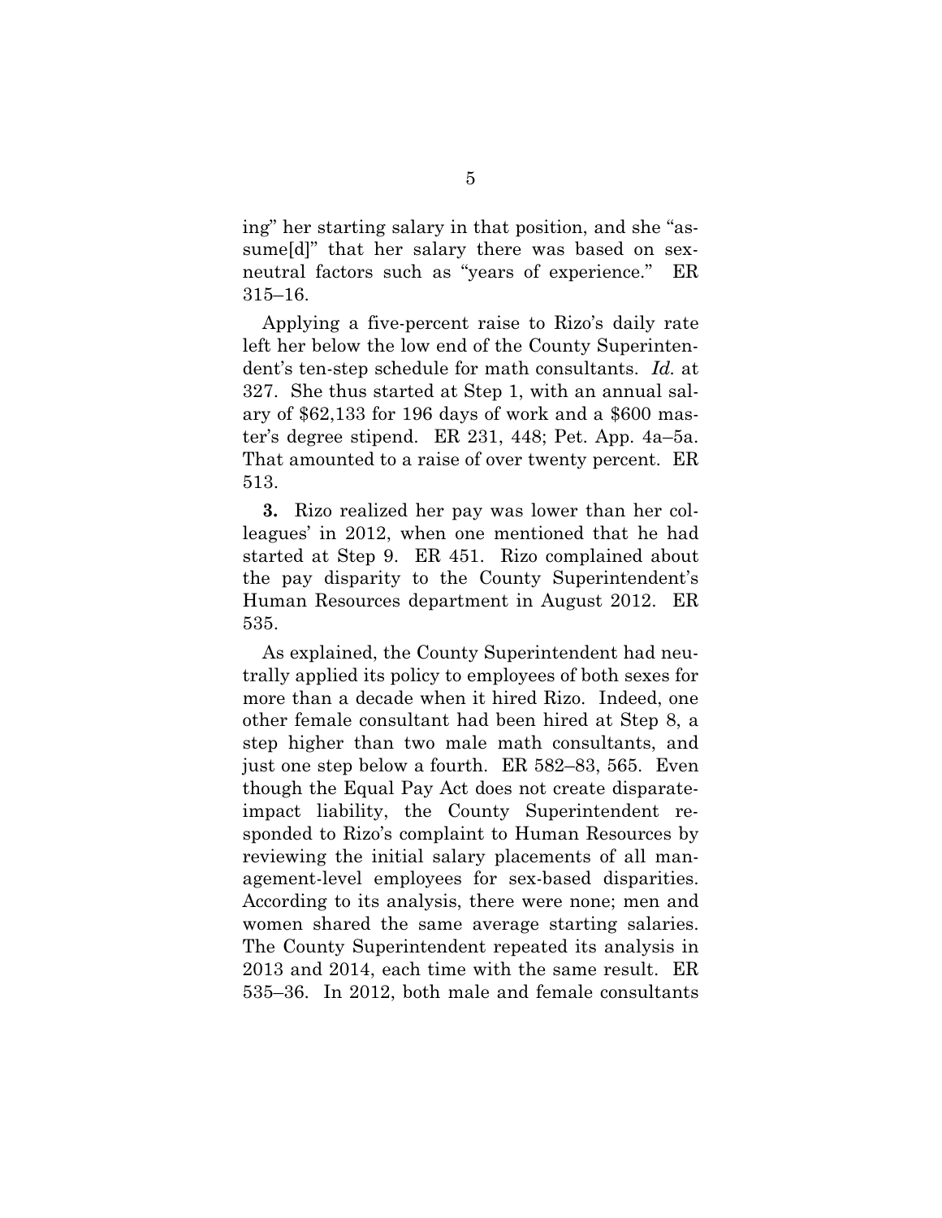ing" her starting salary in that position, and she "assume[d]" that her salary there was based on sex-neutral factors such as "years of experience." ER 315–16.

Applying a five-percent raise to Rizo's daily rate left her below the low end of the County Superintendent's ten-step schedule for math consultants. *Id.* at 327. She thus started at Step 1, with an annual salary of $62,133 for 196 days of work and a $600 master's degree stipend. ER 231, 448; Pet. App. 4a–5a. That amounted to a raise of over twenty percent. ER 513.

**3.** Rizo realized her pay was lower than her colleagues' in 2012, when one mentioned that he had started at Step 9. ER 451. Rizo complained about the pay disparity to the County Superintendent's Human Resources department in August 2012. ER 535.

As explained, the County Superintendent had neutrally applied its policy to employees of both sexes for more than a decade when it hired Rizo. Indeed, one other female consultant had been hired at Step 8, a step higher than two male math consultants, and just one step below a fourth. ER 582–83, 565. Even though the Equal Pay Act does not create disparate-impact liability, the County Superintendent responded to Rizo's complaint to Human Resources by reviewing the initial salary placements of all management-level employees for sex-based disparities. According to its analysis, there were none; men and women shared the same average starting salaries. The County Superintendent repeated its analysis in 2013 and 2014, each time with the same result. ER 535–36. In 2012, both male and female consultants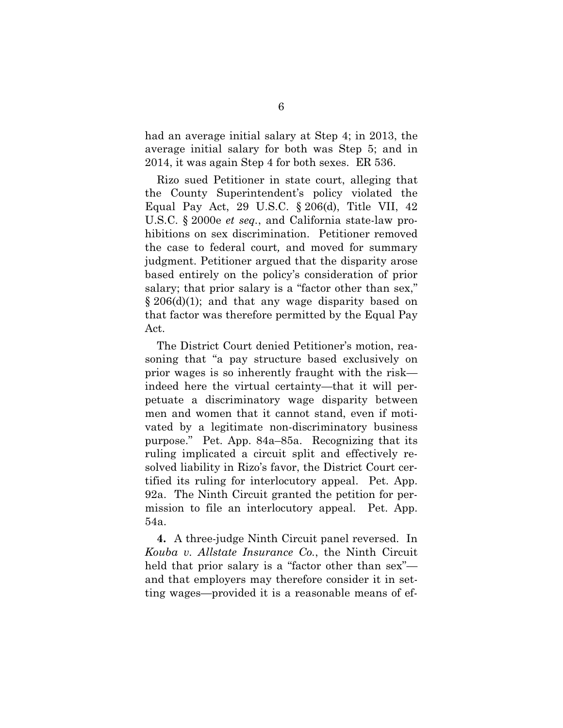had an average initial salary at Step 4; in 2013, the average initial salary for both was Step 5; and in 2014, it was again Step 4 for both sexes. ER 536.

Rizo sued Petitioner in state court, alleging that the County Superintendent's policy violated the Equal Pay Act, 29 U.S.C. § 206(d), Title VII, 42 U.S.C. § 2000e *et seq.*, and California state-law prohibitions on sex discrimination. Petitioner removed the case to federal court, and moved for summary judgment. Petitioner argued that the disparity arose based entirely on the policy's consideration of prior salary; that prior salary is a "factor other than sex," § 206(d)(1); and that any wage disparity based on that factor was therefore permitted by the Equal Pay Act.

The District Court denied Petitioner's motion, reasoning that "a pay structure based exclusively on prior wages is so inherently fraught with the risk—indeed here the virtual certainty—that it will perpetuate a discriminatory wage disparity between men and women that it cannot stand, even if motivated by a legitimate non-discriminatory business purpose." Pet. App. 84a–85a. Recognizing that its ruling implicated a circuit split and effectively resolved liability in Rizo's favor, the District Court certified its ruling for interlocutory appeal. Pet. App. 92a. The Ninth Circuit granted the petition for permission to file an interlocutory appeal. Pet. App. 54a.

**4.** A three-judge Ninth Circuit panel reversed. In *Kouba v. Allstate Insurance Co.*, the Ninth Circuit held that prior salary is a "factor other than sex"—and that employers may therefore consider it in setting wages—provided it is a reasonable means of ef-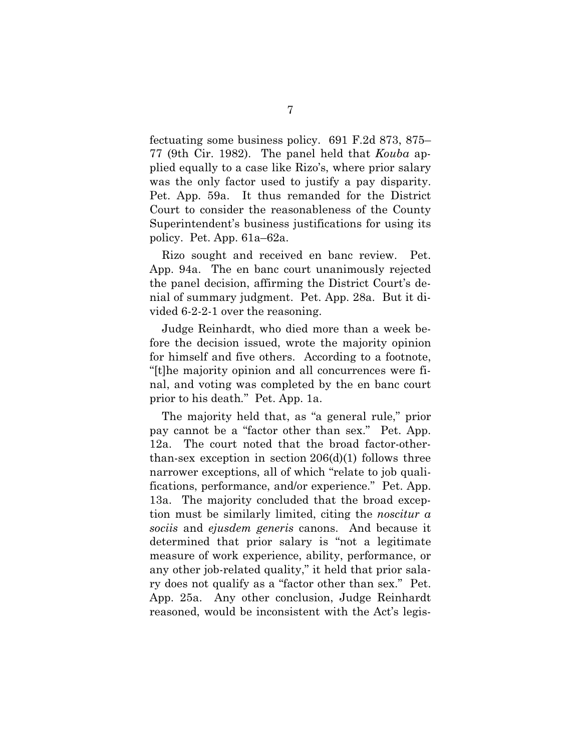fectuating some business policy. 691 F.2d 873, 875–77 (9th Cir. 1982). The panel held that *Kouba* applied equally to a case like Rizo's, where prior salary was the only factor used to justify a pay disparity. Pet. App. 59a. It thus remanded for the District Court to consider the reasonableness of the County Superintendent's business justifications for using its policy. Pet. App. 61a–62a.

Rizo sought and received en banc review. Pet. App. 94a. The en banc court unanimously rejected the panel decision, affirming the District Court's denial of summary judgment. Pet. App. 28a. But it divided 6-2-2-1 over the reasoning.

Judge Reinhardt, who died more than a week before the decision issued, wrote the majority opinion for himself and five others. According to a footnote, "[t]he majority opinion and all concurrences were final, and voting was completed by the en banc court prior to his death." Pet. App. 1a.

The majority held that, as "a general rule," prior pay cannot be a "factor other than sex." Pet. App. 12a. The court noted that the broad factor-other-than-sex exception in section 206(d)(1) follows three narrower exceptions, all of which "relate to job qualifications, performance, and/or experience." Pet. App. 13a. The majority concluded that the broad exception must be similarly limited, citing the *noscitur a sociis* and *ejusdem generis* canons. And because it determined that prior salary is "not a legitimate measure of work experience, ability, performance, or any other job-related quality," it held that prior salary does not qualify as a "factor other than sex." Pet. App. 25a. Any other conclusion, Judge Reinhardt reasoned, would be inconsistent with the Act's legis-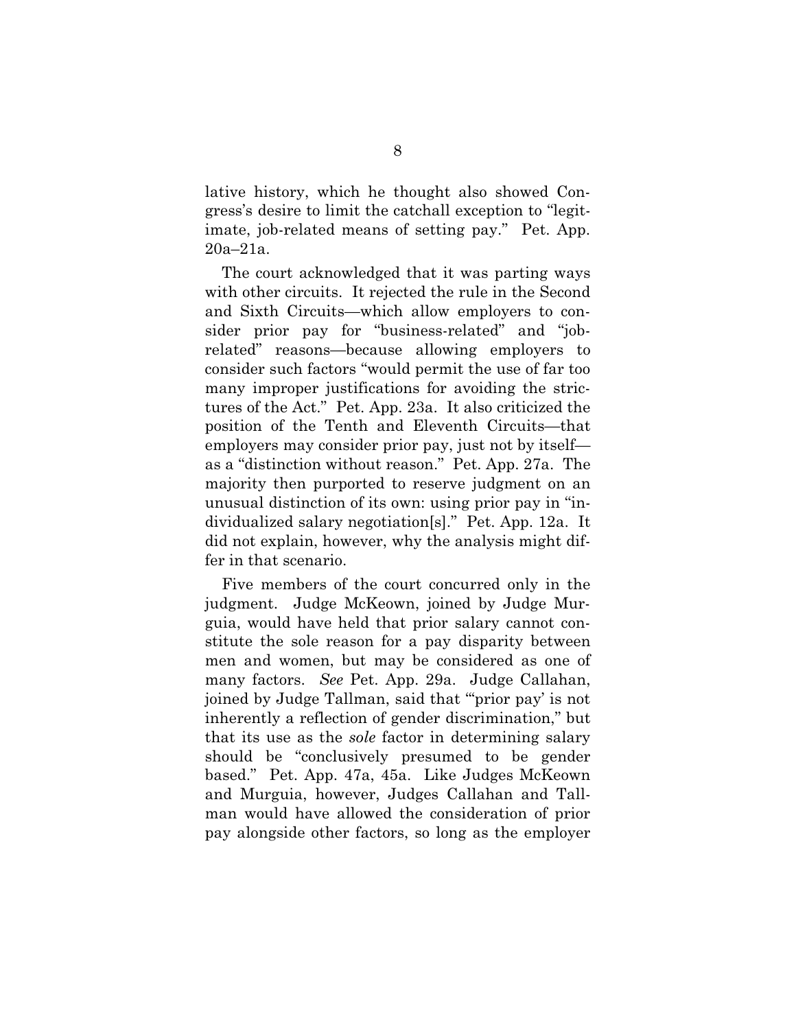lative history, which he thought also showed Congress's desire to limit the catchall exception to "legitimate, job-related means of setting pay." Pet. App. 20a–21a.

The court acknowledged that it was parting ways with other circuits. It rejected the rule in the Second and Sixth Circuits—which allow employers to consider prior pay for "business-related" and "job-related" reasons—because allowing employers to consider such factors "would permit the use of far too many improper justifications for avoiding the strictures of the Act." Pet. App. 23a. It also criticized the position of the Tenth and Eleventh Circuits—that employers may consider prior pay, just not by itself—as a "distinction without reason." Pet. App. 27a. The majority then purported to reserve judgment on an unusual distinction of its own: using prior pay in "individualized salary negotiation[s]." Pet. App. 12a. It did not explain, however, why the analysis might differ in that scenario.

Five members of the court concurred only in the judgment. Judge McKeown, joined by Judge Murguia, would have held that prior salary cannot constitute the sole reason for a pay disparity between men and women, but may be considered as one of many factors. *See* Pet. App. 29a. Judge Callahan, joined by Judge Tallman, said that "'prior pay' is not inherently a reflection of gender discrimination," but that its use as the *sole* factor in determining salary should be "conclusively presumed to be gender based." Pet. App. 47a, 45a. Like Judges McKeown and Murguia, however, Judges Callahan and Tallman would have allowed the consideration of prior pay alongside other factors, so long as the employer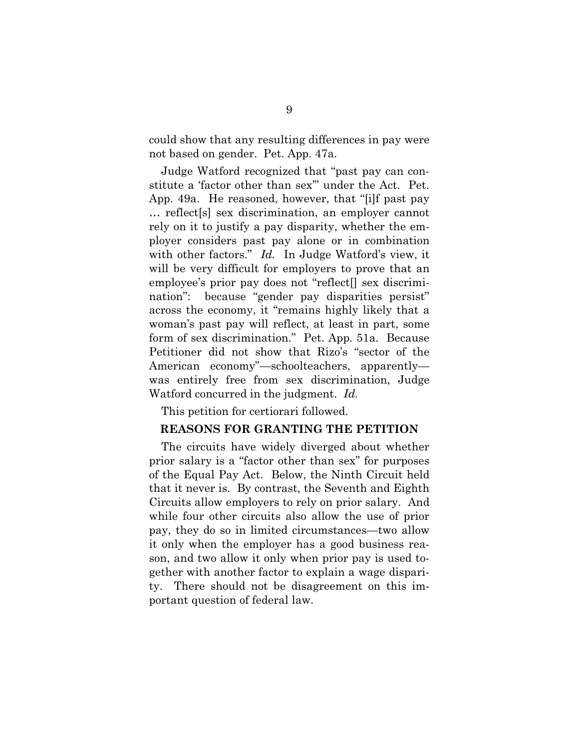could show that any resulting differences in pay were not based on gender. Pet. App. 47a.

Judge Watford recognized that "past pay can constitute a 'factor other than sex'" under the Act. Pet. App. 49a. He reasoned, however, that "[i]f past pay … reflect[s] sex discrimination, an employer cannot rely on it to justify a pay disparity, whether the employer considers past pay alone or in combination with other factors." *Id.* In Judge Watford's view, it will be very difficult for employers to prove that an employee's prior pay does not "reflect[] sex discrimination": because "gender pay disparities persist" across the economy, it "remains highly likely that a woman's past pay will reflect, at least in part, some form of sex discrimination." Pet. App. 51a. Because Petitioner did not show that Rizo's "sector of the American economy"—schoolteachers, apparently—was entirely free from sex discrimination, Judge Watford concurred in the judgment. *Id.*

This petition for certiorari followed.

## REASONS FOR GRANTING THE PETITION

The circuits have widely diverged about whether prior salary is a "factor other than sex" for purposes of the Equal Pay Act. Below, the Ninth Circuit held that it never is. By contrast, the Seventh and Eighth Circuits allow employers to rely on prior salary. And while four other circuits also allow the use of prior pay, they do so in limited circumstances—two allow it only when the employer has a good business reason, and two allow it only when prior pay is used together with another factor to explain a wage disparity. There should not be disagreement on this important question of federal law.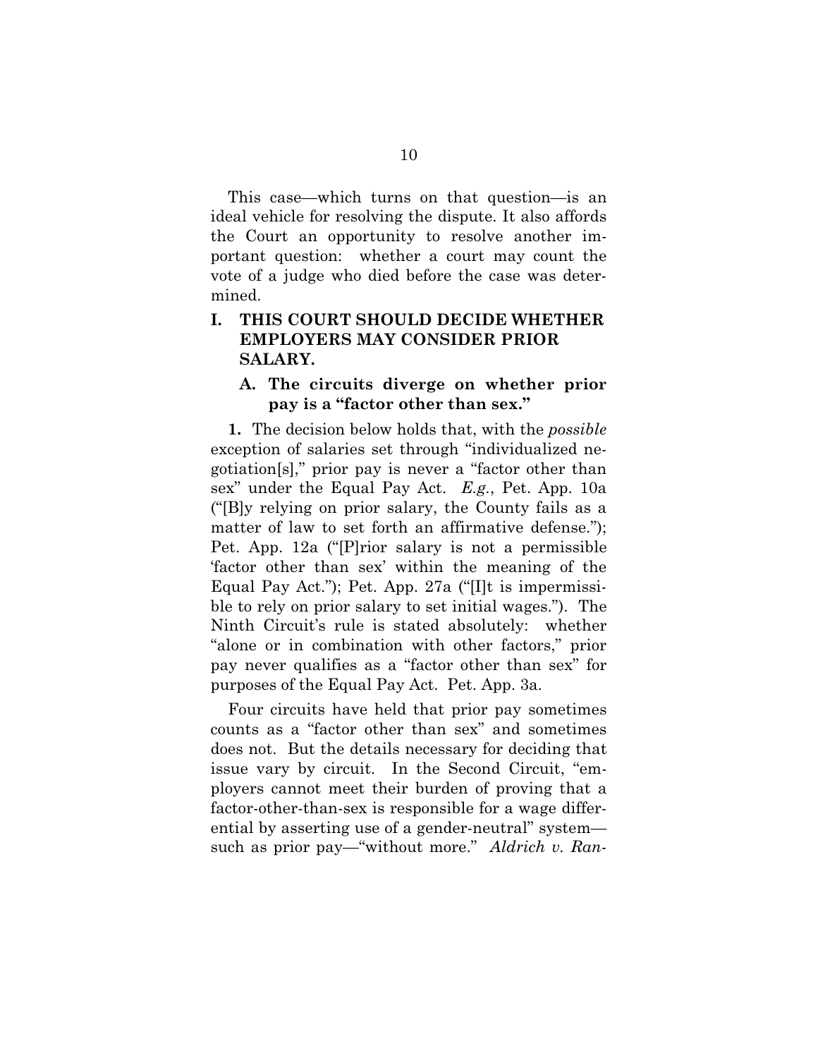This case—which turns on that question—is an ideal vehicle for resolving the dispute. It also affords the Court an opportunity to resolve another important question: whether a court may count the vote of a judge who died before the case was determined.

# I. THIS COURT SHOULD DECIDE WHETHER EMPLOYERS MAY CONSIDER PRIOR SALARY.

## A. The circuits diverge on whether prior pay is a "factor other than sex."

**1.** The decision below holds that, with the *possible* exception of salaries set through "individualized negotiation[s]," prior pay is never a "factor other than sex" under the Equal Pay Act. *E.g.*, Pet. App. 10a ("[B]y relying on prior salary, the County fails as a matter of law to set forth an affirmative defense."); Pet. App. 12a ("[P]rior salary is not a permissible 'factor other than sex' within the meaning of the Equal Pay Act."); Pet. App. 27a ("[I]t is impermissible to rely on prior salary to set initial wages."). The Ninth Circuit's rule is stated absolutely: whether "alone or in combination with other factors," prior pay never qualifies as a "factor other than sex" for purposes of the Equal Pay Act. Pet. App. 3a.

Four circuits have held that prior pay sometimes counts as a "factor other than sex" and sometimes does not. But the details necessary for deciding that issue vary by circuit. In the Second Circuit, "employers cannot meet their burden of proving that a factor-other-than-sex is responsible for a wage differential by asserting use of a gender-neutral" system—such as prior pay—"without more." *Aldrich v. Ran-*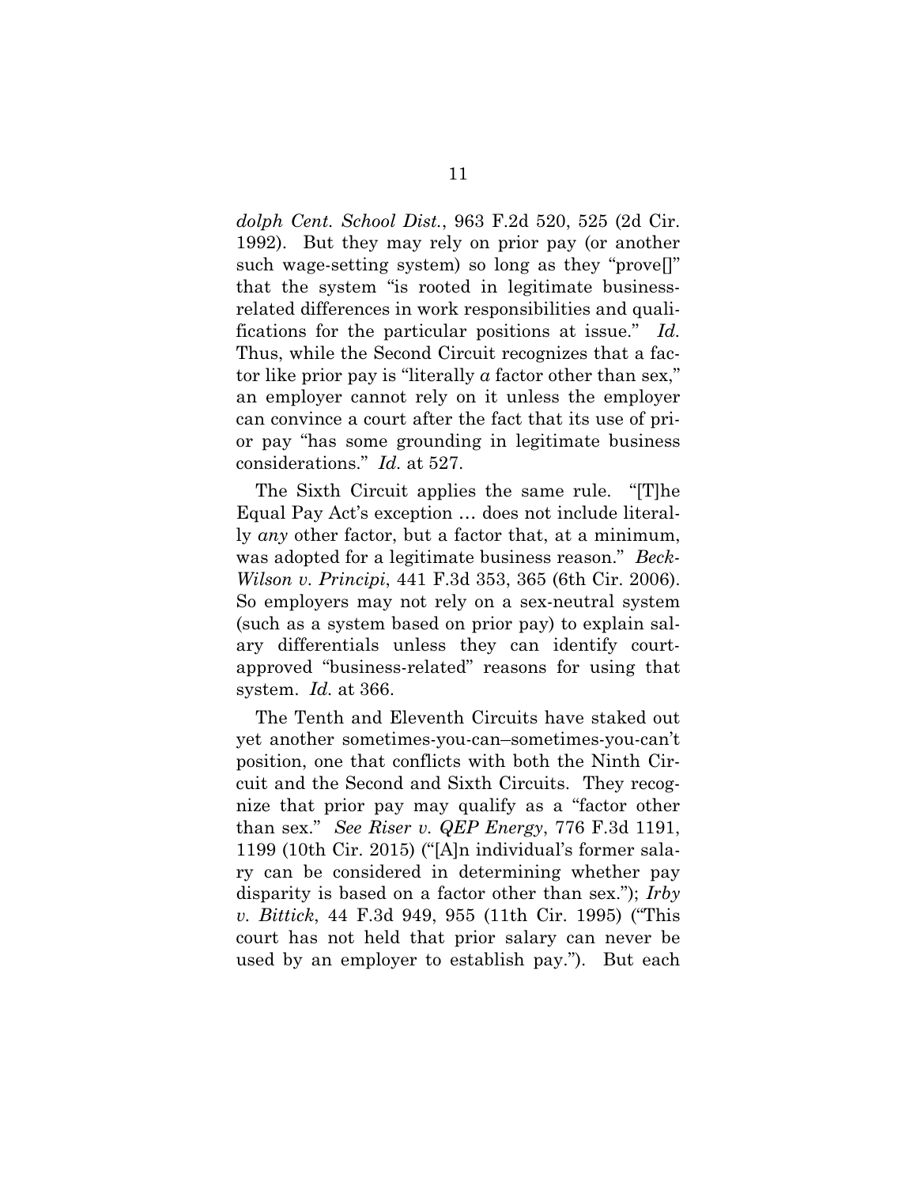*dolph Cent. School Dist.*, 963 F.2d 520, 525 (2d Cir. 1992). But they may rely on prior pay (or another such wage-setting system) so long as they "prove[]" that the system "is rooted in legitimate business-related differences in work responsibilities and qualifications for the particular positions at issue." *Id.* Thus, while the Second Circuit recognizes that a factor like prior pay is "literally *a* factor other than sex," an employer cannot rely on it unless the employer can convince a court after the fact that its use of prior pay "has some grounding in legitimate business considerations." *Id.* at 527.

The Sixth Circuit applies the same rule. "[T]he Equal Pay Act's exception … does not include literally *any* other factor, but a factor that, at a minimum, was adopted for a legitimate business reason." *Beck-Wilson v. Principi*, 441 F.3d 353, 365 (6th Cir. 2006). So employers may not rely on a sex-neutral system (such as a system based on prior pay) to explain salary differentials unless they can identify court-approved "business-related" reasons for using that system. *Id.* at 366.

The Tenth and Eleventh Circuits have staked out yet another sometimes-you-can–sometimes-you-can't position, one that conflicts with both the Ninth Circuit and the Second and Sixth Circuits. They recognize that prior pay may qualify as a "factor other than sex." *See Riser v. QEP Energy*, 776 F.3d 1191, 1199 (10th Cir. 2015) ("[A]n individual's former salary can be considered in determining whether pay disparity is based on a factor other than sex."); *Irby v. Bittick*, 44 F.3d 949, 955 (11th Cir. 1995) ("This court has not held that prior salary can never be used by an employer to establish pay."). But each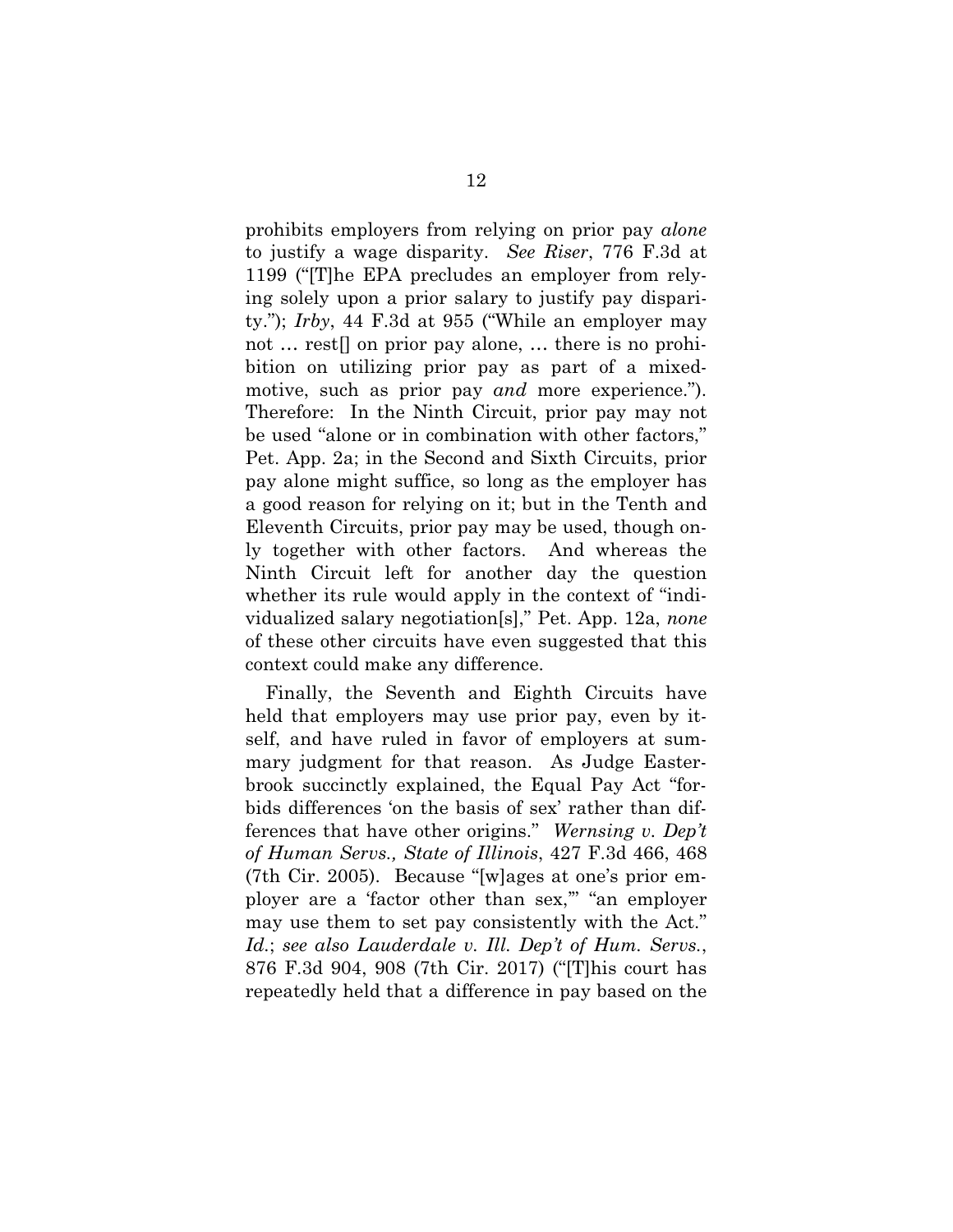prohibits employers from relying on prior pay *alone* to justify a wage disparity. *See Riser*, 776 F.3d at 1199 ("[T]he EPA precludes an employer from relying solely upon a prior salary to justify pay disparity."); *Irby*, 44 F.3d at 955 ("While an employer may not … rest[] on prior pay alone, … there is no prohibition on utilizing prior pay as part of a mixed-motive, such as prior pay *and* more experience."). Therefore: In the Ninth Circuit, prior pay may not be used "alone or in combination with other factors," Pet. App. 2a; in the Second and Sixth Circuits, prior pay alone might suffice, so long as the employer has a good reason for relying on it; but in the Tenth and Eleventh Circuits, prior pay may be used, though only together with other factors. And whereas the Ninth Circuit left for another day the question whether its rule would apply in the context of "individualized salary negotiation[s]," Pet. App. 12a, *none* of these other circuits have even suggested that this context could make any difference.

Finally, the Seventh and Eighth Circuits have held that employers may use prior pay, even by itself, and have ruled in favor of employers at summary judgment for that reason. As Judge Easterbrook succinctly explained, the Equal Pay Act "forbids differences 'on the basis of sex' rather than differences that have other origins." *Wernsing v. Dep't of Human Servs., State of Illinois*, 427 F.3d 466, 468 (7th Cir. 2005). Because "[w]ages at one's prior employer are a 'factor other than sex,'" "an employer may use them to set pay consistently with the Act." *Id.*; *see also Lauderdale v. Ill. Dep't of Hum. Servs.*, 876 F.3d 904, 908 (7th Cir. 2017) ("[T]his court has repeatedly held that a difference in pay based on the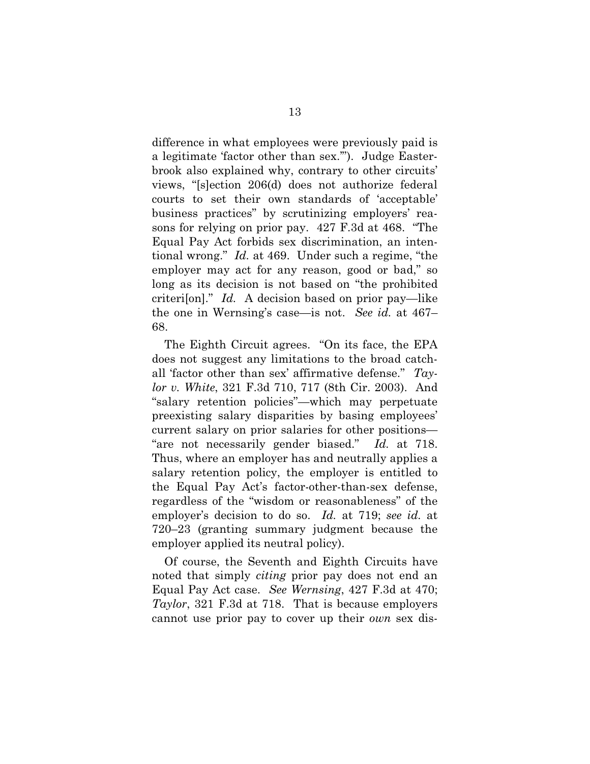difference in what employees were previously paid is a legitimate 'factor other than sex.'"). Judge Easterbrook also explained why, contrary to other circuits' views, "[s]ection 206(d) does not authorize federal courts to set their own standards of 'acceptable' business practices" by scrutinizing employers' reasons for relying on prior pay. 427 F.3d at 468. "The Equal Pay Act forbids sex discrimination, an intentional wrong." *Id.* at 469. Under such a regime, "the employer may act for any reason, good or bad," so long as its decision is not based on "the prohibited criteri[on]." *Id.* A decision based on prior pay—like the one in Wernsing's case—is not. *See id.* at 467–68.

The Eighth Circuit agrees. "On its face, the EPA does not suggest any limitations to the broad catch-all 'factor other than sex' affirmative defense." *Taylor v. White*, 321 F.3d 710, 717 (8th Cir. 2003). And "salary retention policies"—which may perpetuate preexisting salary disparities by basing employees' current salary on prior salaries for other positions—"are not necessarily gender biased." *Id.* at 718. Thus, where an employer has and neutrally applies a salary retention policy, the employer is entitled to the Equal Pay Act's factor-other-than-sex defense, regardless of the "wisdom or reasonableness" of the employer's decision to do so. *Id.* at 719; *see id.* at 720–23 (granting summary judgment because the employer applied its neutral policy).

Of course, the Seventh and Eighth Circuits have noted that simply *citing* prior pay does not end an Equal Pay Act case. *See Wernsing*, 427 F.3d at 470; *Taylor*, 321 F.3d at 718. That is because employers cannot use prior pay to cover up their *own* sex dis-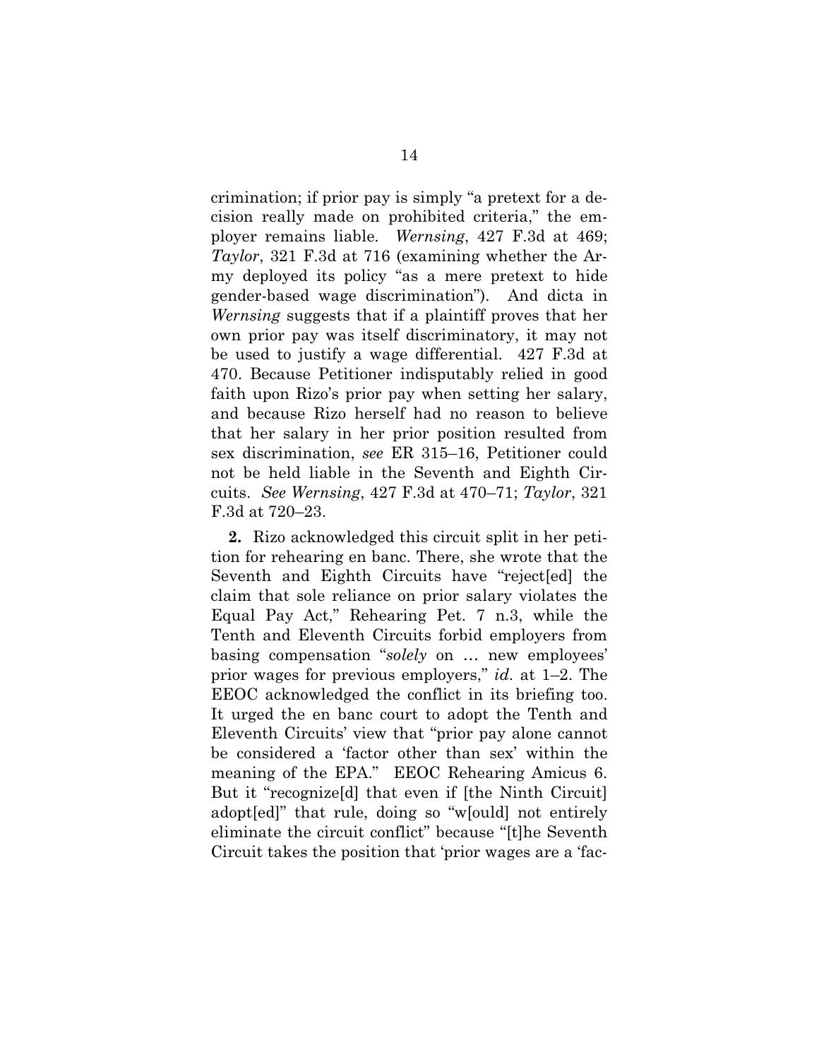crimination; if prior pay is simply "a pretext for a decision really made on prohibited criteria," the employer remains liable. *Wernsing*, 427 F.3d at 469; *Taylor*, 321 F.3d at 716 (examining whether the Army deployed its policy "as a mere pretext to hide gender-based wage discrimination"). And dicta in *Wernsing* suggests that if a plaintiff proves that her own prior pay was itself discriminatory, it may not be used to justify a wage differential. 427 F.3d at 470. Because Petitioner indisputably relied in good faith upon Rizo's prior pay when setting her salary, and because Rizo herself had no reason to believe that her salary in her prior position resulted from sex discrimination, *see* ER 315–16, Petitioner could not be held liable in the Seventh and Eighth Circuits. *See Wernsing*, 427 F.3d at 470–71; *Taylor*, 321 F.3d at 720–23.

**2.** Rizo acknowledged this circuit split in her petition for rehearing en banc. There, she wrote that the Seventh and Eighth Circuits have "reject[ed] the claim that sole reliance on prior salary violates the Equal Pay Act," Rehearing Pet. 7 n.3, while the Tenth and Eleventh Circuits forbid employers from basing compensation "*solely* on … new employees' prior wages for previous employers," *id.* at 1–2. The EEOC acknowledged the conflict in its briefing too. It urged the en banc court to adopt the Tenth and Eleventh Circuits' view that "prior pay alone cannot be considered a 'factor other than sex' within the meaning of the EPA." EEOC Rehearing Amicus 6. But it "recognize[d] that even if [the Ninth Circuit] adopt[ed]" that rule, doing so "w[ould] not entirely eliminate the circuit conflict" because "[t]he Seventh Circuit takes the position that 'prior wages are a 'fac-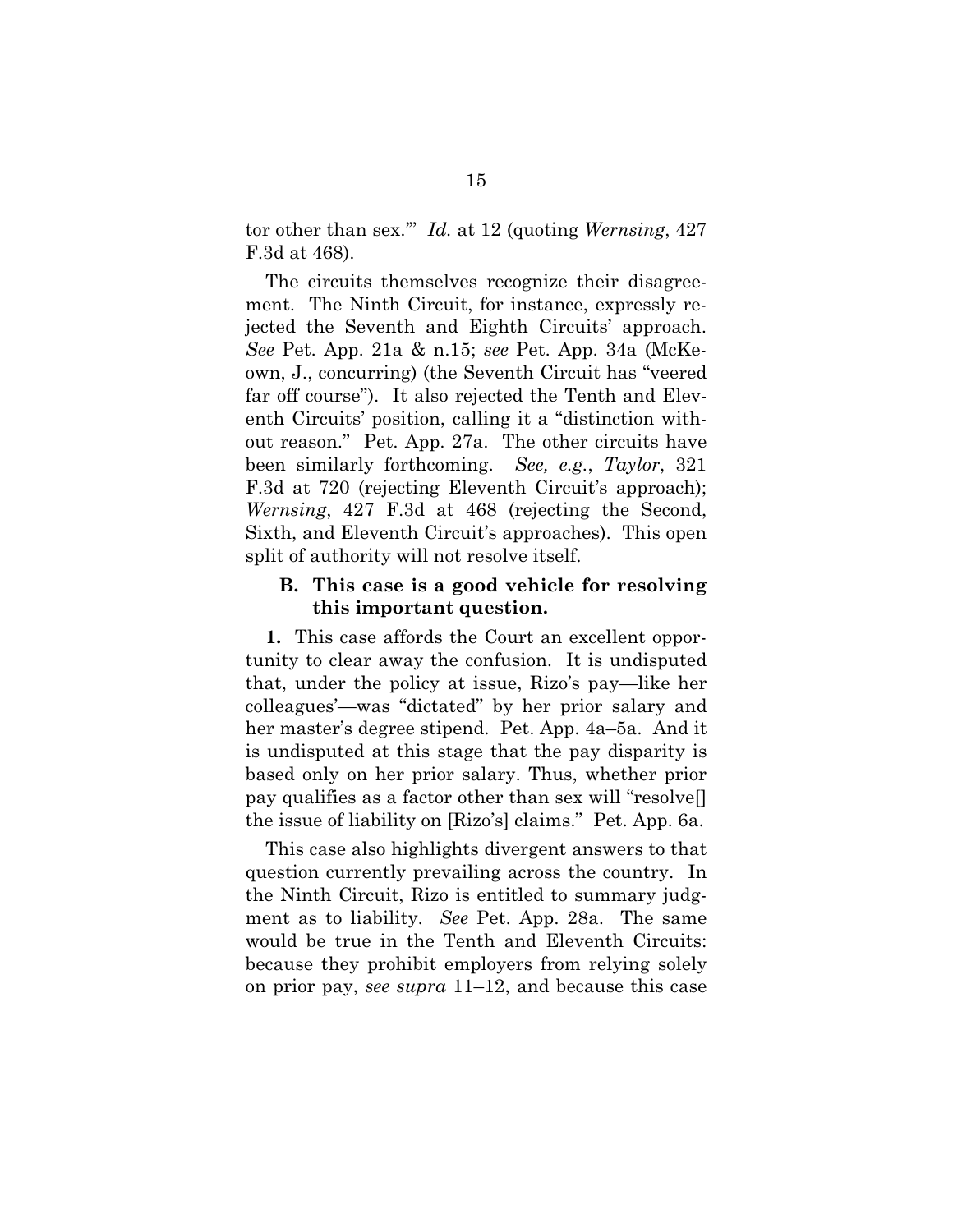tor other than sex.'" *Id.* at 12 (quoting *Wernsing*, 427 F.3d at 468).

The circuits themselves recognize their disagreement. The Ninth Circuit, for instance, expressly rejected the Seventh and Eighth Circuits' approach. *See* Pet. App. 21a & n.15; *see* Pet. App. 34a (McKeown, J., concurring) (the Seventh Circuit has "veered far off course"). It also rejected the Tenth and Eleventh Circuits' position, calling it a "distinction without reason." Pet. App. 27a. The other circuits have been similarly forthcoming. *See, e.g.*, *Taylor*, 321 F.3d at 720 (rejecting Eleventh Circuit's approach); *Wernsing*, 427 F.3d at 468 (rejecting the Second, Sixth, and Eleventh Circuit's approaches). This open split of authority will not resolve itself.

### B. This case is a good vehicle for resolving this important question.

**1.** This case affords the Court an excellent opportunity to clear away the confusion. It is undisputed that, under the policy at issue, Rizo's pay—like her colleagues'—was "dictated" by her prior salary and her master's degree stipend. Pet. App. 4a–5a. And it is undisputed at this stage that the pay disparity is based only on her prior salary. Thus, whether prior pay qualifies as a factor other than sex will "resolve[] the issue of liability on [Rizo's] claims." Pet. App. 6a.

This case also highlights divergent answers to that question currently prevailing across the country. In the Ninth Circuit, Rizo is entitled to summary judgment as to liability. *See* Pet. App. 28a. The same would be true in the Tenth and Eleventh Circuits: because they prohibit employers from relying solely on prior pay, *see supra* 11–12, and because this case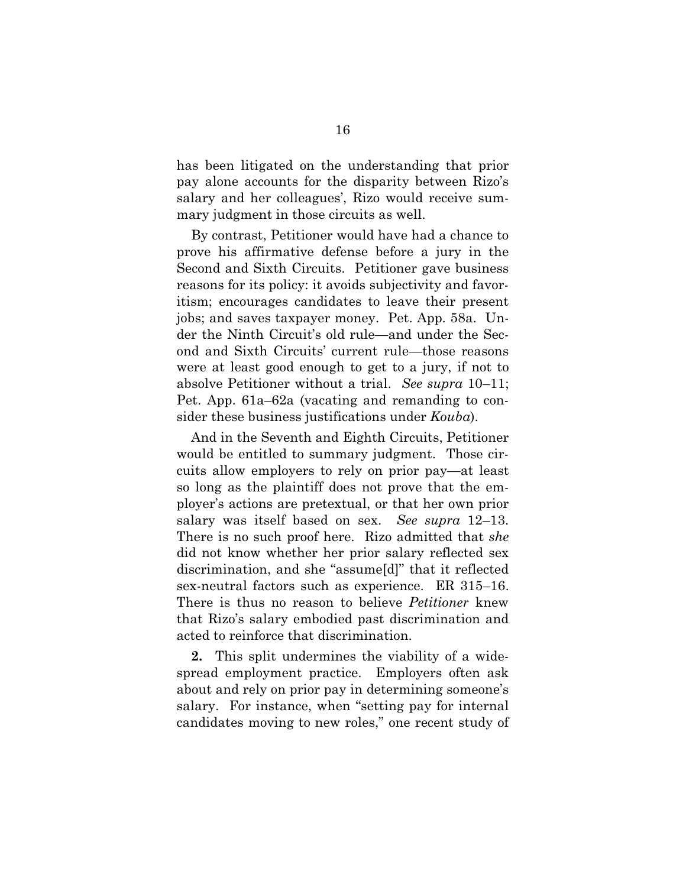has been litigated on the understanding that prior pay alone accounts for the disparity between Rizo's salary and her colleagues', Rizo would receive summary judgment in those circuits as well.

By contrast, Petitioner would have had a chance to prove his affirmative defense before a jury in the Second and Sixth Circuits. Petitioner gave business reasons for its policy: it avoids subjectivity and favoritism; encourages candidates to leave their present jobs; and saves taxpayer money. Pet. App. 58a. Under the Ninth Circuit's old rule—and under the Second and Sixth Circuits' current rule—those reasons were at least good enough to get to a jury, if not to absolve Petitioner without a trial. *See supra* 10–11; Pet. App. 61a–62a (vacating and remanding to consider these business justifications under *Kouba*).

And in the Seventh and Eighth Circuits, Petitioner would be entitled to summary judgment. Those circuits allow employers to rely on prior pay—at least so long as the plaintiff does not prove that the employer's actions are pretextual, or that her own prior salary was itself based on sex. *See supra* 12–13. There is no such proof here. Rizo admitted that *she* did not know whether her prior salary reflected sex discrimination, and she "assume[d]" that it reflected sex-neutral factors such as experience. ER 315–16. There is thus no reason to believe *Petitioner* knew that Rizo's salary embodied past discrimination and acted to reinforce that discrimination.

**2.** This split undermines the viability of a widespread employment practice. Employers often ask about and rely on prior pay in determining someone's salary. For instance, when "setting pay for internal candidates moving to new roles," one recent study of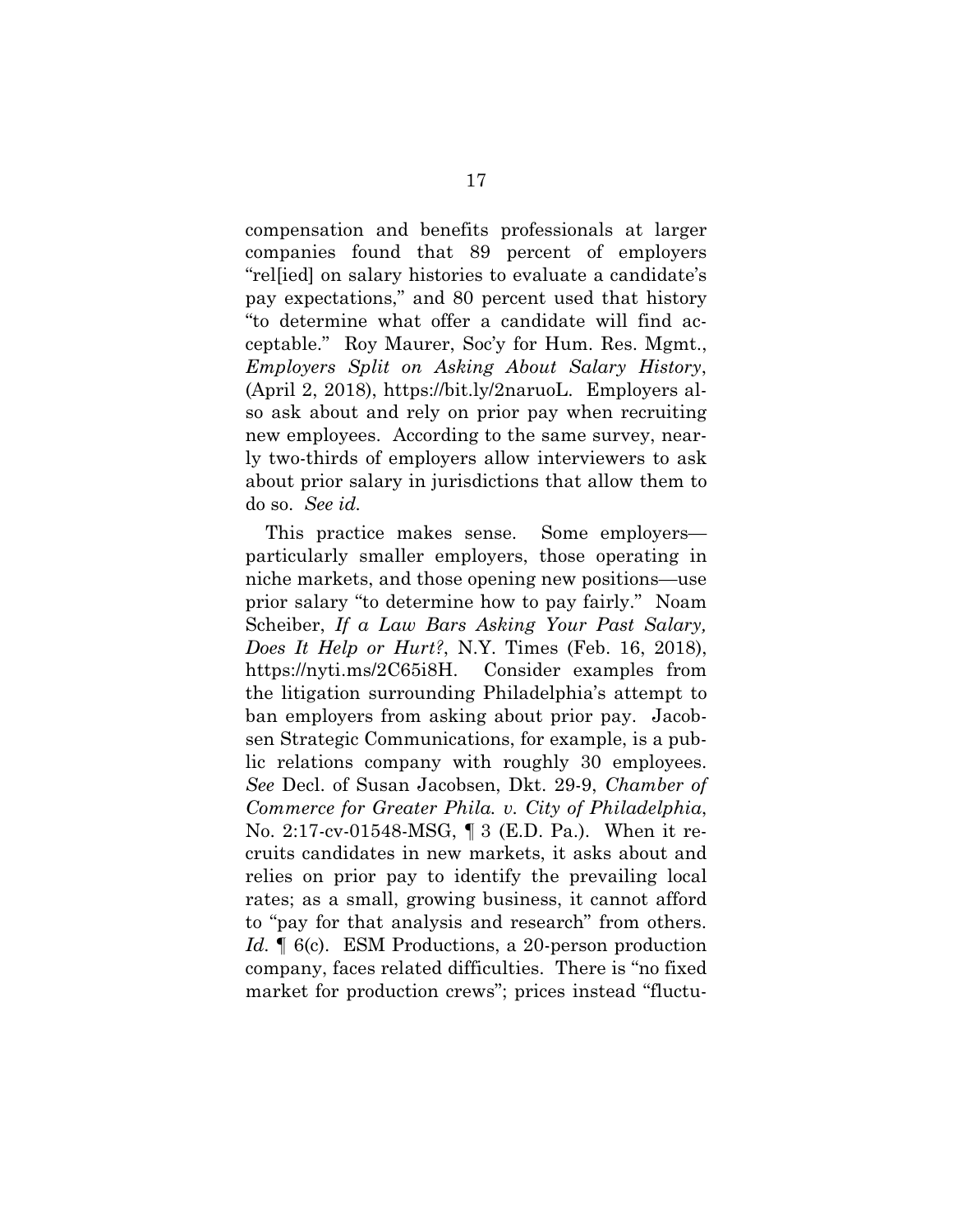compensation and benefits professionals at larger companies found that 89 percent of employers "rel[ied] on salary histories to evaluate a candidate's pay expectations," and 80 percent used that history "to determine what offer a candidate will find acceptable." Roy Maurer, Soc'y for Hum. Res. Mgmt., *Employers Split on Asking About Salary History*, (April 2, 2018), https://bit.ly/2naruoL. Employers also ask about and rely on prior pay when recruiting new employees. According to the same survey, nearly two-thirds of employers allow interviewers to ask about prior salary in jurisdictions that allow them to do so. *See id.*

This practice makes sense. Some employers—particularly smaller employers, those operating in niche markets, and those opening new positions—use prior salary "to determine how to pay fairly." Noam Scheiber, *If a Law Bars Asking Your Past Salary, Does It Help or Hurt?*, N.Y. Times (Feb. 16, 2018), https://nyti.ms/2C65i8H. Consider examples from the litigation surrounding Philadelphia's attempt to ban employers from asking about prior pay. Jacobsen Strategic Communications, for example, is a public relations company with roughly 30 employees. *See* Decl. of Susan Jacobsen, Dkt. 29-9, *Chamber of Commerce for Greater Phila. v. City of Philadelphia*, No. 2:17-cv-01548-MSG, ¶ 3 (E.D. Pa.). When it recruits candidates in new markets, it asks about and relies on prior pay to identify the prevailing local rates; as a small, growing business, it cannot afford to "pay for that analysis and research" from others. *Id.* ¶ 6(c). ESM Productions, a 20-person production company, faces related difficulties. There is "no fixed market for production crews"; prices instead "fluctu-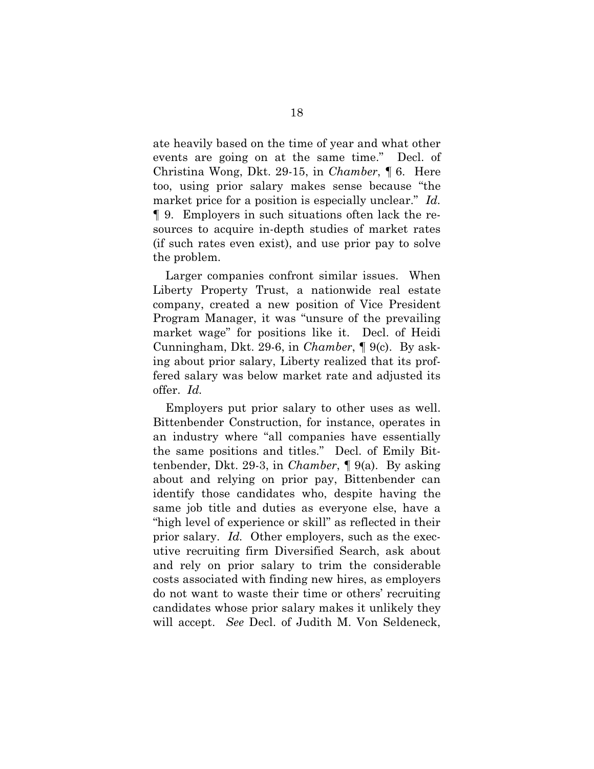ate heavily based on the time of year and what other events are going on at the same time." Decl. of Christina Wong, Dkt. 29-15, in *Chamber*, ¶ 6. Here too, using prior salary makes sense because "the market price for a position is especially unclear." *Id.* ¶ 9. Employers in such situations often lack the resources to acquire in-depth studies of market rates (if such rates even exist), and use prior pay to solve the problem.

Larger companies confront similar issues. When Liberty Property Trust, a nationwide real estate company, created a new position of Vice President Program Manager, it was "unsure of the prevailing market wage" for positions like it. Decl. of Heidi Cunningham, Dkt. 29-6, in *Chamber*, ¶ 9(c). By asking about prior salary, Liberty realized that its proffered salary was below market rate and adjusted its offer. *Id.*

Employers put prior salary to other uses as well. Bittenbender Construction, for instance, operates in an industry where "all companies have essentially the same positions and titles." Decl. of Emily Bittenbender, Dkt. 29-3, in *Chamber*, ¶ 9(a). By asking about and relying on prior pay, Bittenbender can identify those candidates who, despite having the same job title and duties as everyone else, have a "high level of experience or skill" as reflected in their prior salary. *Id.* Other employers, such as the executive recruiting firm Diversified Search, ask about and rely on prior salary to trim the considerable costs associated with finding new hires, as employers do not want to waste their time or others' recruiting candidates whose prior salary makes it unlikely they will accept. *See* Decl. of Judith M. Von Seldeneck,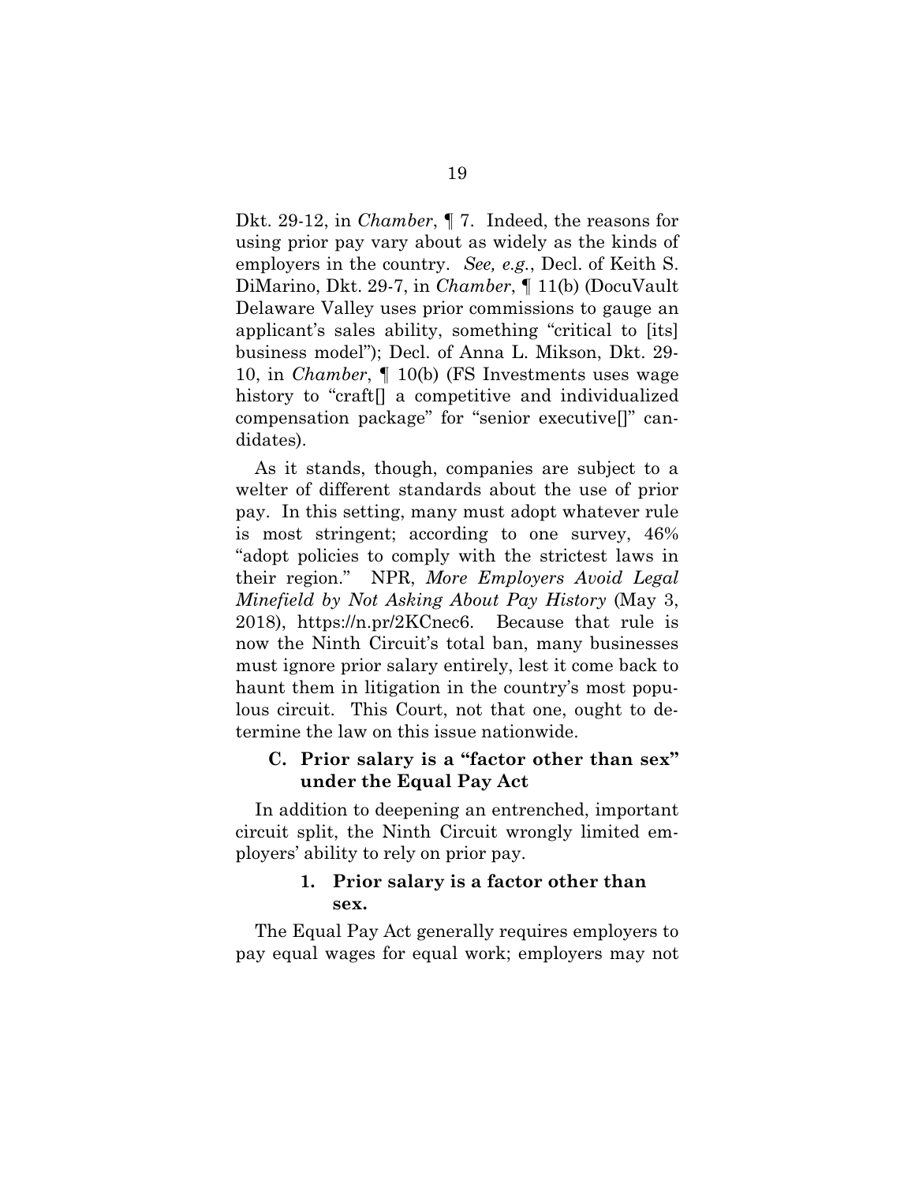Dkt. 29-12, in *Chamber*, ¶ 7. Indeed, the reasons for using prior pay vary about as widely as the kinds of employers in the country. *See, e.g.*, Decl. of Keith S. DiMarino, Dkt. 29-7, in *Chamber*, ¶ 11(b) (DocuVault Delaware Valley uses prior commissions to gauge an applicant's sales ability, something "critical to [its] business model"); Decl. of Anna L. Mikson, Dkt. 29-10, in *Chamber*, ¶ 10(b) (FS Investments uses wage history to "craft[] a competitive and individualized compensation package" for "senior executive[]" candidates).

As it stands, though, companies are subject to a welter of different standards about the use of prior pay. In this setting, many must adopt whatever rule is most stringent; according to one survey, 46% "adopt policies to comply with the strictest laws in their region." NPR, *More Employers Avoid Legal Minefield by Not Asking About Pay History* (May 3, 2018), https://n.pr/2KCnec6. Because that rule is now the Ninth Circuit's total ban, many businesses must ignore prior salary entirely, lest it come back to haunt them in litigation in the country's most populous circuit. This Court, not that one, ought to determine the law on this issue nationwide.

### C. Prior salary is a "factor other than sex" under the Equal Pay Act

In addition to deepening an entrenched, important circuit split, the Ninth Circuit wrongly limited employers' ability to rely on prior pay.

#### 1. Prior salary is a factor other than sex.

The Equal Pay Act generally requires employers to pay equal wages for equal work; employers may not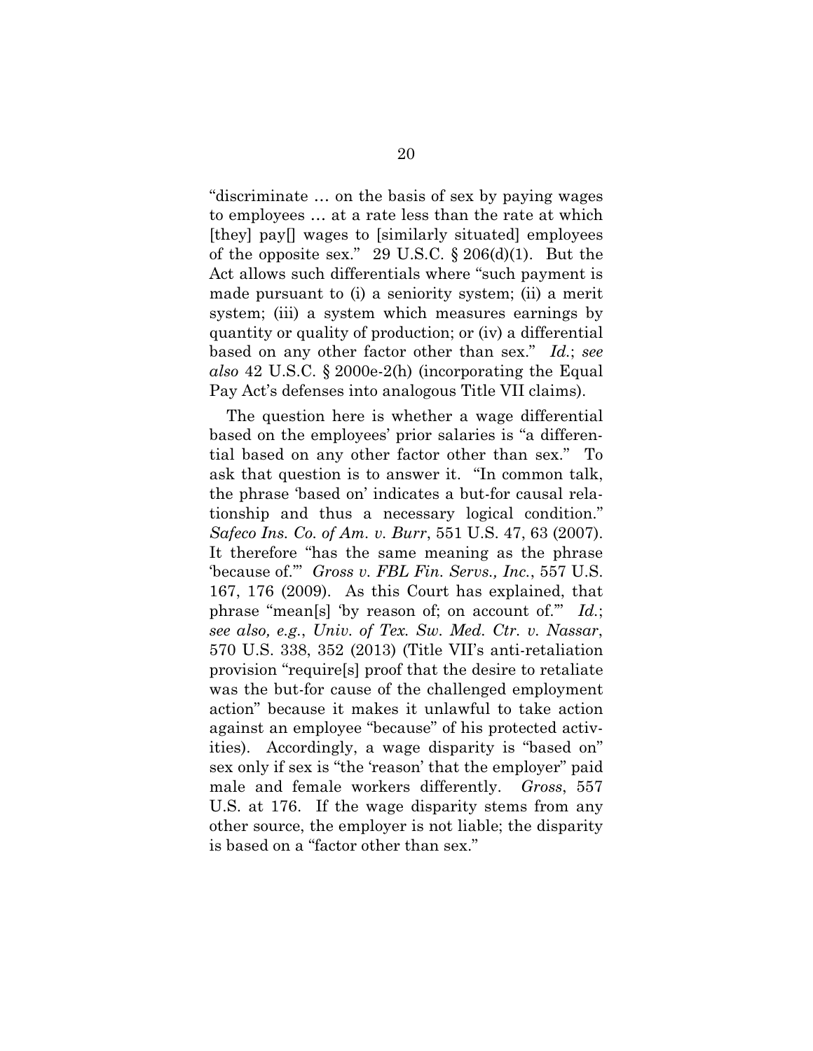"discriminate … on the basis of sex by paying wages to employees … at a rate less than the rate at which [they] pay[] wages to [similarly situated] employees of the opposite sex." 29 U.S.C. § 206(d)(1). But the Act allows such differentials where "such payment is made pursuant to (i) a seniority system; (ii) a merit system; (iii) a system which measures earnings by quantity or quality of production; or (iv) a differential based on any other factor other than sex." *Id.*; *see also* 42 U.S.C. § 2000e-2(h) (incorporating the Equal Pay Act's defenses into analogous Title VII claims).

The question here is whether a wage differential based on the employees' prior salaries is "a differential based on any other factor other than sex." To ask that question is to answer it. "In common talk, the phrase 'based on' indicates a but-for causal relationship and thus a necessary logical condition." *Safeco Ins. Co. of Am. v. Burr*, 551 U.S. 47, 63 (2007). It therefore "has the same meaning as the phrase 'because of.'" *Gross v. FBL Fin. Servs., Inc.*, 557 U.S. 167, 176 (2009). As this Court has explained, that phrase "mean[s] 'by reason of; on account of.'" *Id.*; *see also, e.g.*, *Univ. of Tex. Sw. Med. Ctr. v. Nassar*, 570 U.S. 338, 352 (2013) (Title VII's anti-retaliation provision "require[s] proof that the desire to retaliate was the but-for cause of the challenged employment action" because it makes it unlawful to take action against an employee "because" of his protected activities). Accordingly, a wage disparity is "based on" sex only if sex is "the 'reason' that the employer" paid male and female workers differently. *Gross*, 557 U.S. at 176. If the wage disparity stems from any other source, the employer is not liable; the disparity is based on a "factor other than sex."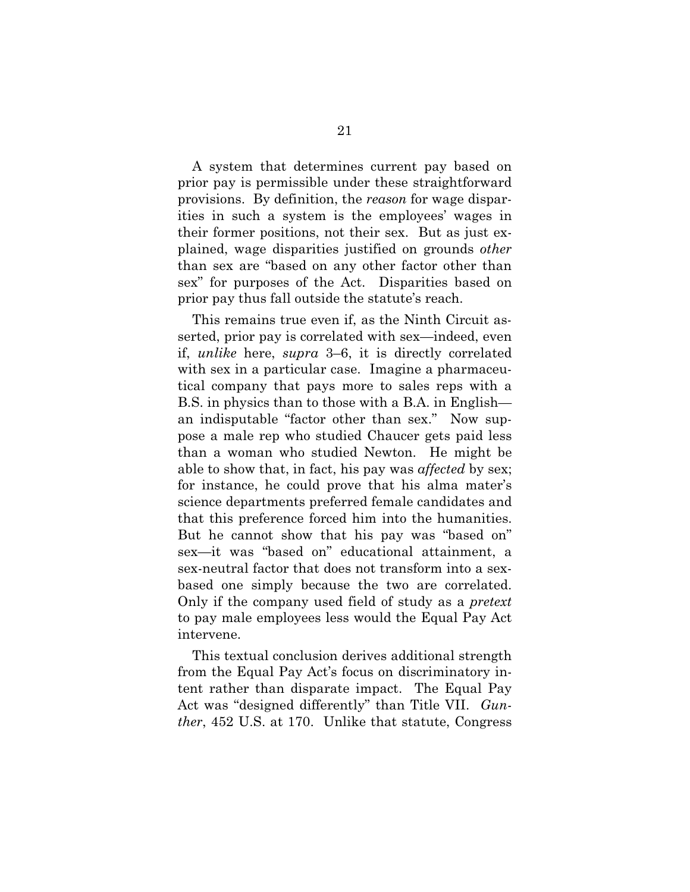A system that determines current pay based on prior pay is permissible under these straightforward provisions. By definition, the *reason* for wage disparities in such a system is the employees' wages in their former positions, not their sex. But as just explained, wage disparities justified on grounds *other* than sex are "based on any other factor other than sex" for purposes of the Act. Disparities based on prior pay thus fall outside the statute's reach.

This remains true even if, as the Ninth Circuit asserted, prior pay is correlated with sex—indeed, even if, *unlike* here, *supra* 3–6, it is directly correlated with sex in a particular case. Imagine a pharmaceutical company that pays more to sales reps with a B.S. in physics than to those with a B.A. in English—an indisputable "factor other than sex." Now suppose a male rep who studied Chaucer gets paid less than a woman who studied Newton. He might be able to show that, in fact, his pay was *affected* by sex; for instance, he could prove that his alma mater's science departments preferred female candidates and that this preference forced him into the humanities. But he cannot show that his pay was "based on" sex—it was "based on" educational attainment, a sex-neutral factor that does not transform into a sex-based one simply because the two are correlated. Only if the company used field of study as a *pretext* to pay male employees less would the Equal Pay Act intervene.

This textual conclusion derives additional strength from the Equal Pay Act's focus on discriminatory intent rather than disparate impact. The Equal Pay Act was "designed differently" than Title VII. *Gunther*, 452 U.S. at 170. Unlike that statute, Congress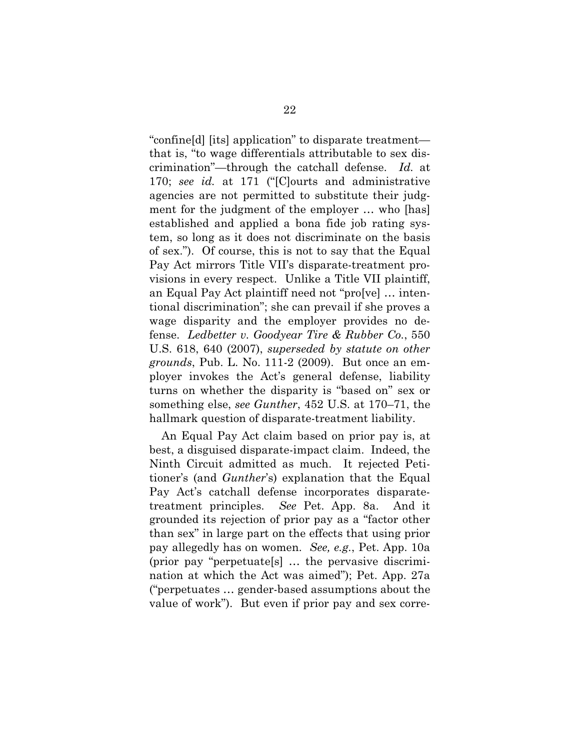"confine[d] [its] application" to disparate treatment—that is, "to wage differentials attributable to sex discrimination"—through the catchall defense. *Id.* at 170; *see id.* at 171 ("[C]ourts and administrative agencies are not permitted to substitute their judgment for the judgment of the employer … who [has] established and applied a bona fide job rating system, so long as it does not discriminate on the basis of sex."). Of course, this is not to say that the Equal Pay Act mirrors Title VII's disparate-treatment provisions in every respect. Unlike a Title VII plaintiff, an Equal Pay Act plaintiff need not "pro[ve] … intentional discrimination"; she can prevail if she proves a wage disparity and the employer provides no defense. *Ledbetter v. Goodyear Tire & Rubber Co.*, 550 U.S. 618, 640 (2007), *superseded by statute on other grounds*, Pub. L. No. 111-2 (2009). But once an employer invokes the Act's general defense, liability turns on whether the disparity is "based on" sex or something else, *see Gunther*, 452 U.S. at 170–71, the hallmark question of disparate-treatment liability.

An Equal Pay Act claim based on prior pay is, at best, a disguised disparate-impact claim. Indeed, the Ninth Circuit admitted as much. It rejected Petitioner's (and *Gunther*'s) explanation that the Equal Pay Act's catchall defense incorporates disparate-treatment principles. *See* Pet. App. 8a. And it grounded its rejection of prior pay as a "factor other than sex" in large part on the effects that using prior pay allegedly has on women. *See, e.g.*, Pet. App. 10a (prior pay "perpetuate[s] … the pervasive discrimination at which the Act was aimed"); Pet. App. 27a ("perpetuates … gender-based assumptions about the value of work"). But even if prior pay and sex corre-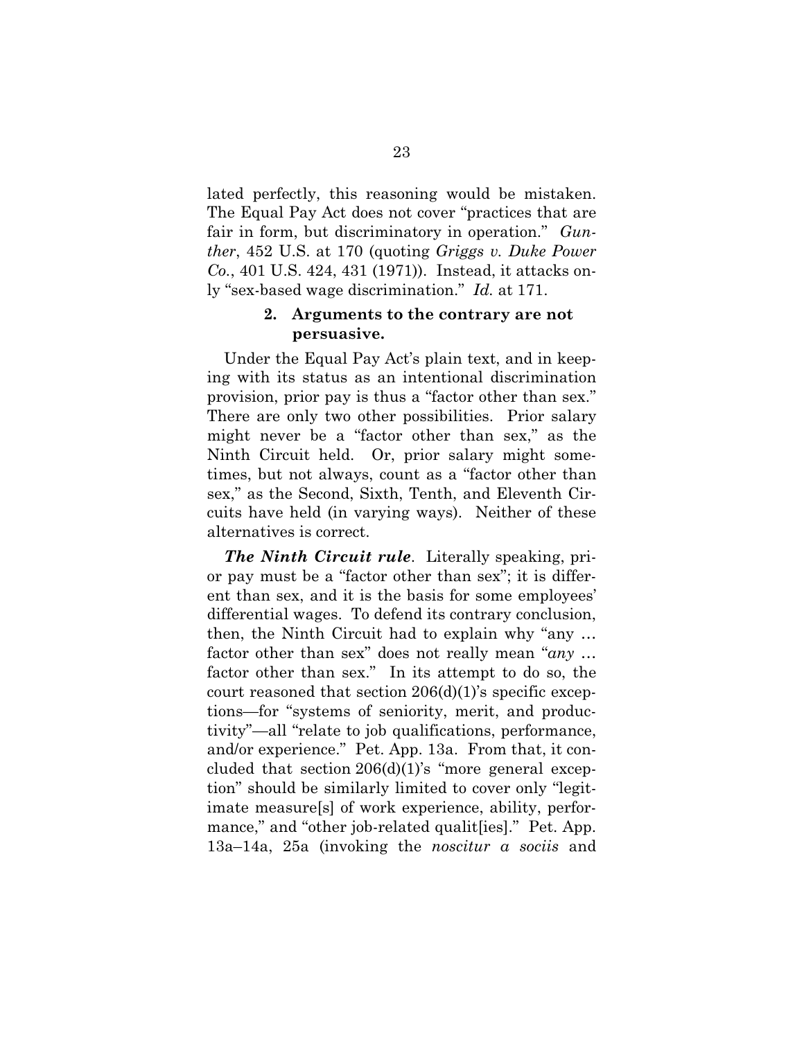lated perfectly, this reasoning would be mistaken. The Equal Pay Act does not cover "practices that are fair in form, but discriminatory in operation." *Gunther*, 452 U.S. at 170 (quoting *Griggs v. Duke Power Co.*, 401 U.S. 424, 431 (1971)). Instead, it attacks only "sex-based wage discrimination." *Id.* at 171.

### 2. Arguments to the contrary are not persuasive.

Under the Equal Pay Act's plain text, and in keeping with its status as an intentional discrimination provision, prior pay is thus a "factor other than sex." There are only two other possibilities. Prior salary might never be a "factor other than sex," as the Ninth Circuit held. Or, prior salary might sometimes, but not always, count as a "factor other than sex," as the Second, Sixth, Tenth, and Eleventh Circuits have held (in varying ways). Neither of these alternatives is correct.

***The Ninth Circuit rule***. Literally speaking, prior pay must be a "factor other than sex"; it is different than sex, and it is the basis for some employees' differential wages. To defend its contrary conclusion, then, the Ninth Circuit had to explain why "any … factor other than sex" does not really mean "*any* … factor other than sex." In its attempt to do so, the court reasoned that section 206(d)(1)'s specific exceptions—for "systems of seniority, merit, and productivity"—all "relate to job qualifications, performance, and/or experience." Pet. App. 13a. From that, it concluded that section 206(d)(1)'s "more general exception" should be similarly limited to cover only "legitimate measure[s] of work experience, ability, performance," and "other job-related qualit[ies]." Pet. App. 13a–14a, 25a (invoking the *noscitur a sociis* and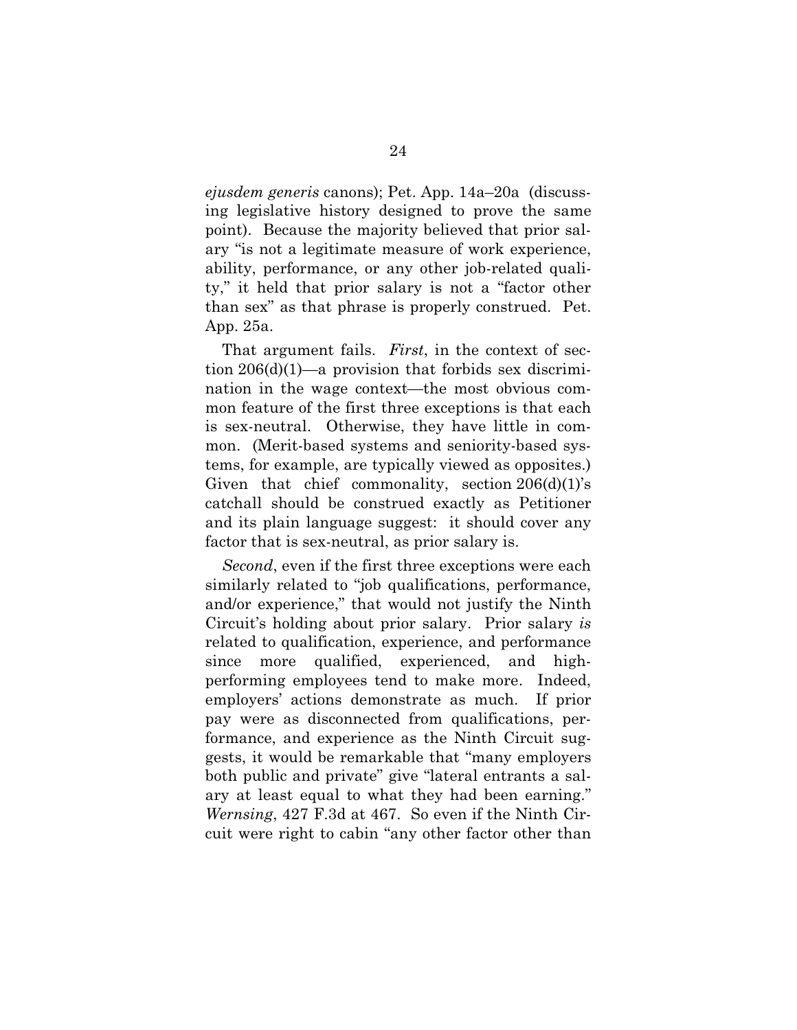*ejusdem generis* canons); Pet. App. 14a–20a (discussing legislative history designed to prove the same point). Because the majority believed that prior salary "is not a legitimate measure of work experience, ability, performance, or any other job-related quality," it held that prior salary is not a "factor other than sex" as that phrase is properly construed. Pet. App. 25a.

That argument fails. *First*, in the context of section 206(d)(1)—a provision that forbids sex discrimination in the wage context—the most obvious common feature of the first three exceptions is that each is sex-neutral. Otherwise, they have little in common. (Merit-based systems and seniority-based systems, for example, are typically viewed as opposites.) Given that chief commonality, section 206(d)(1)'s catchall should be construed exactly as Petitioner and its plain language suggest: it should cover any factor that is sex-neutral, as prior salary is.

*Second*, even if the first three exceptions were each similarly related to "job qualifications, performance, and/or experience," that would not justify the Ninth Circuit's holding about prior salary. Prior salary *is* related to qualification, experience, and performance since more qualified, experienced, and high-performing employees tend to make more. Indeed, employers' actions demonstrate as much. If prior pay were as disconnected from qualifications, performance, and experience as the Ninth Circuit suggests, it would be remarkable that "many employers both public and private" give "lateral entrants a salary at least equal to what they had been earning." *Wernsing*, 427 F.3d at 467. So even if the Ninth Circuit were right to cabin "any other factor other than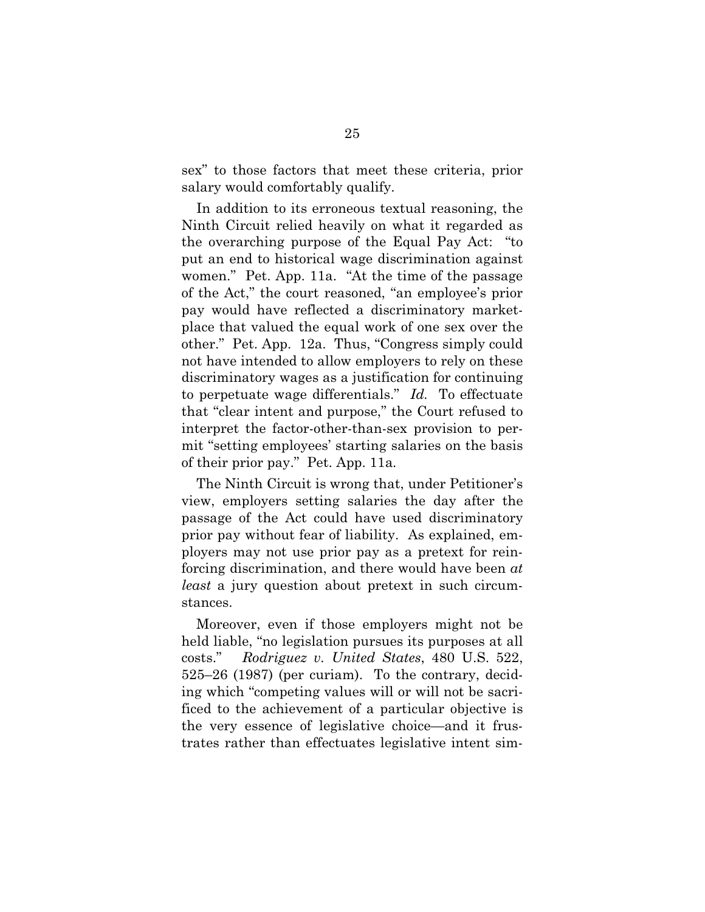sex" to those factors that meet these criteria, prior salary would comfortably qualify.

In addition to its erroneous textual reasoning, the Ninth Circuit relied heavily on what it regarded as the overarching purpose of the Equal Pay Act: "to put an end to historical wage discrimination against women." Pet. App. 11a. "At the time of the passage of the Act," the court reasoned, "an employee's prior pay would have reflected a discriminatory marketplace that valued the equal work of one sex over the other." Pet. App. 12a. Thus, "Congress simply could not have intended to allow employers to rely on these discriminatory wages as a justification for continuing to perpetuate wage differentials." *Id.* To effectuate that "clear intent and purpose," the Court refused to interpret the factor-other-than-sex provision to permit "setting employees' starting salaries on the basis of their prior pay." Pet. App. 11a.

The Ninth Circuit is wrong that, under Petitioner's view, employers setting salaries the day after the passage of the Act could have used discriminatory prior pay without fear of liability. As explained, employers may not use prior pay as a pretext for reinforcing discrimination, and there would have been *at least* a jury question about pretext in such circumstances.

Moreover, even if those employers might not be held liable, "no legislation pursues its purposes at all costs." *Rodriguez v. United States*, 480 U.S. 522, 525–26 (1987) (per curiam). To the contrary, deciding which "competing values will or will not be sacrificed to the achievement of a particular objective is the very essence of legislative choice—and it frustrates rather than effectuates legislative intent sim-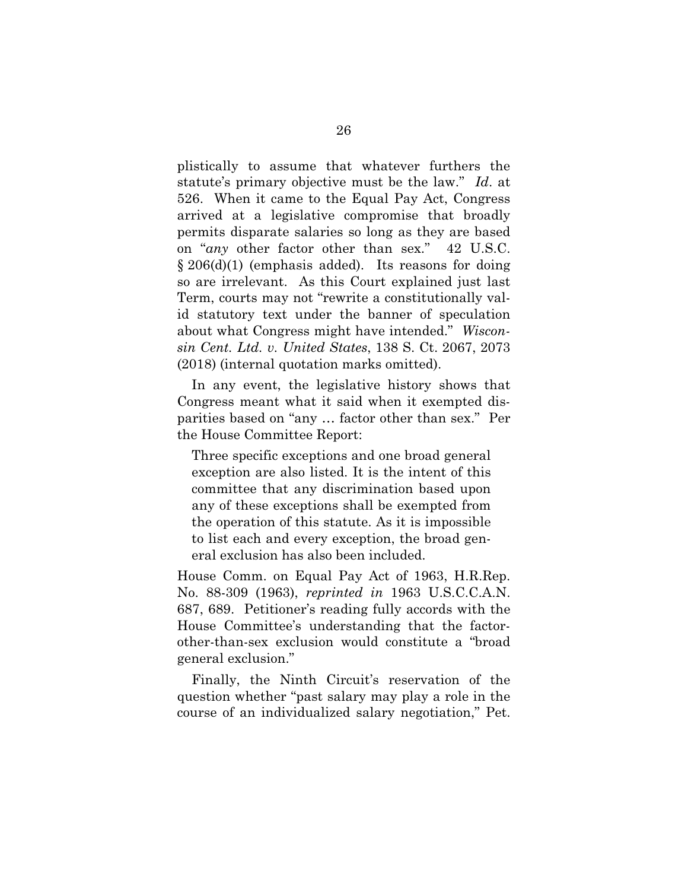plistically to assume that whatever furthers the statute's primary objective must be the law." *Id*. at 526. When it came to the Equal Pay Act, Congress arrived at a legislative compromise that broadly permits disparate salaries so long as they are based on "*any* other factor other than sex." 42 U.S.C. § 206(d)(1) (emphasis added). Its reasons for doing so are irrelevant. As this Court explained just last Term, courts may not "rewrite a constitutionally valid statutory text under the banner of speculation about what Congress might have intended." *Wisconsin Cent. Ltd. v. United States*, 138 S. Ct. 2067, 2073 (2018) (internal quotation marks omitted).

In any event, the legislative history shows that Congress meant what it said when it exempted disparities based on "any … factor other than sex." Per the House Committee Report:

> Three specific exceptions and one broad general exception are also listed. It is the intent of this committee that any discrimination based upon any of these exceptions shall be exempted from the operation of this statute. As it is impossible to list each and every exception, the broad general exclusion has also been included.

House Comm. on Equal Pay Act of 1963, H.R.Rep. No. 88-309 (1963), *reprinted in* 1963 U.S.C.C.A.N. 687, 689. Petitioner's reading fully accords with the House Committee's understanding that the factor-other-than-sex exclusion would constitute a "broad general exclusion."

Finally, the Ninth Circuit's reservation of the question whether "past salary may play a role in the course of an individualized salary negotiation," Pet.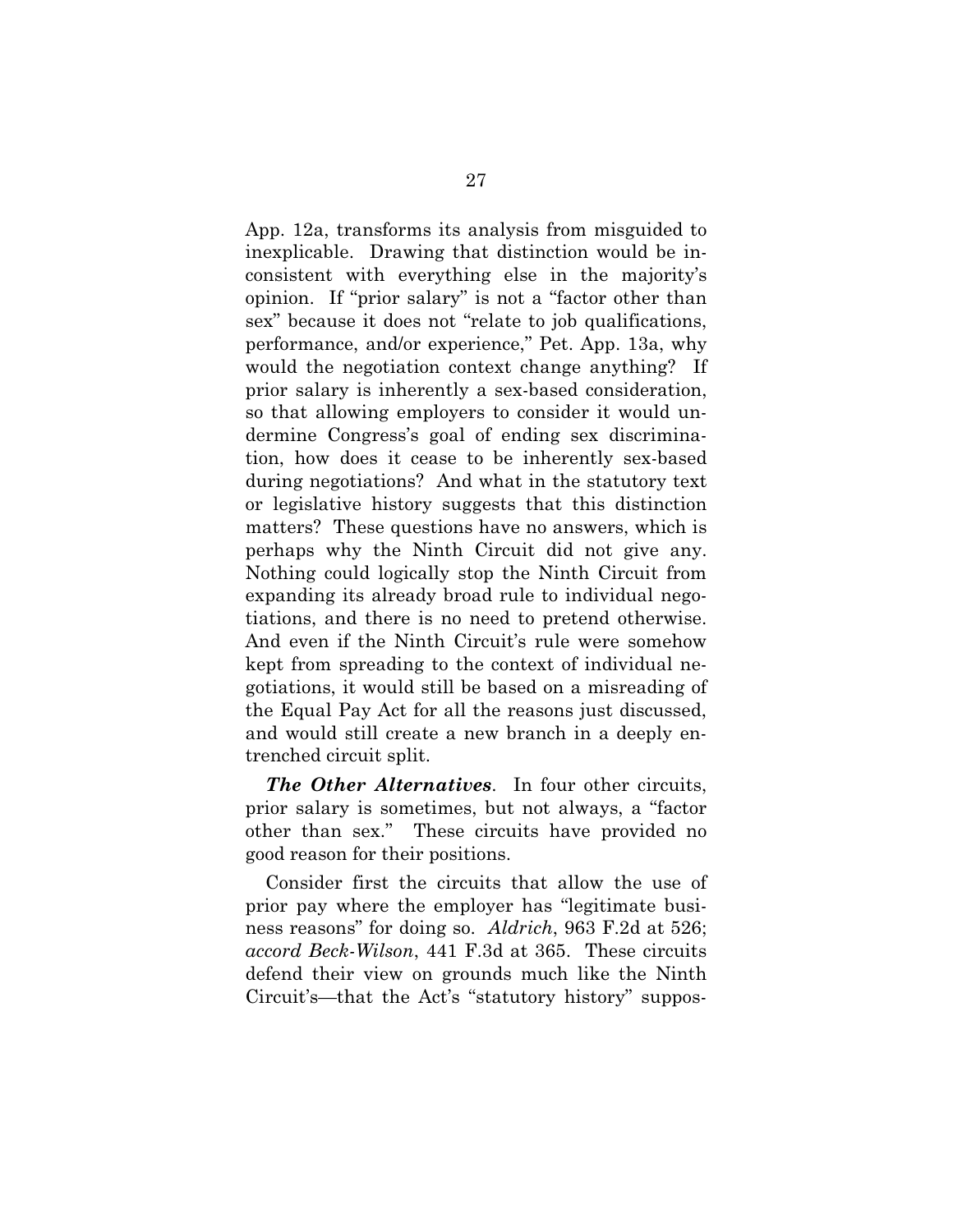App. 12a, transforms its analysis from misguided to inexplicable. Drawing that distinction would be inconsistent with everything else in the majority's opinion. If "prior salary" is not a "factor other than sex" because it does not "relate to job qualifications, performance, and/or experience," Pet. App. 13a, why would the negotiation context change anything? If prior salary is inherently a sex-based consideration, so that allowing employers to consider it would undermine Congress's goal of ending sex discrimination, how does it cease to be inherently sex-based during negotiations? And what in the statutory text or legislative history suggests that this distinction matters? These questions have no answers, which is perhaps why the Ninth Circuit did not give any. Nothing could logically stop the Ninth Circuit from expanding its already broad rule to individual negotiations, and there is no need to pretend otherwise. And even if the Ninth Circuit's rule were somehow kept from spreading to the context of individual negotiations, it would still be based on a misreading of the Equal Pay Act for all the reasons just discussed, and would still create a new branch in a deeply entrenched circuit split.

***The Other Alternatives***. In four other circuits, prior salary is sometimes, but not always, a "factor other than sex." These circuits have provided no good reason for their positions.

Consider first the circuits that allow the use of prior pay where the employer has "legitimate business reasons" for doing so. *Aldrich*, 963 F.2d at 526; *accord Beck-Wilson*, 441 F.3d at 365. These circuits defend their view on grounds much like the Ninth Circuit's—that the Act's "statutory history" suppos-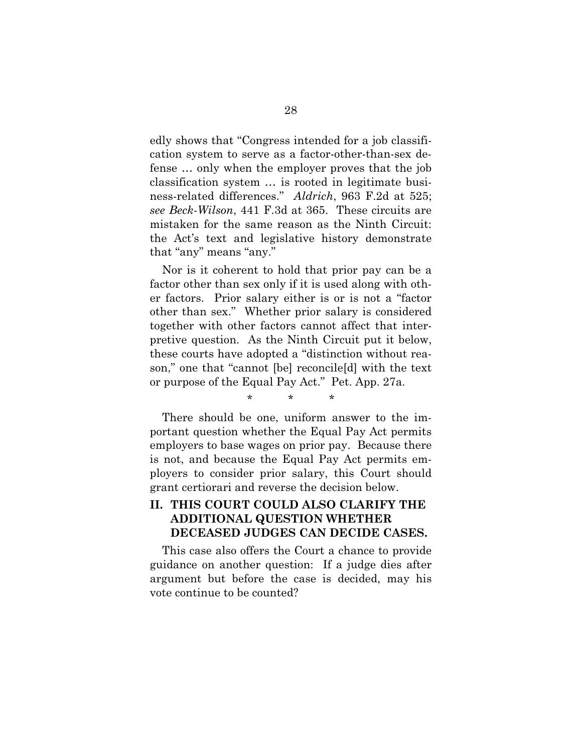edly shows that "Congress intended for a job classification system to serve as a factor-other-than-sex defense … only when the employer proves that the job classification system … is rooted in legitimate business-related differences." *Aldrich*, 963 F.2d at 525; *see Beck-Wilson*, 441 F.3d at 365. These circuits are mistaken for the same reason as the Ninth Circuit: the Act's text and legislative history demonstrate that "any" means "any."

Nor is it coherent to hold that prior pay can be a factor other than sex only if it is used along with other factors. Prior salary either is or is not a "factor other than sex." Whether prior salary is considered together with other factors cannot affect that interpretive question. As the Ninth Circuit put it below, these courts have adopted a "distinction without reason," one that "cannot [be] reconcile[d] with the text or purpose of the Equal Pay Act." Pet. App. 27a.

\* \* \*

There should be one, uniform answer to the important question whether the Equal Pay Act permits employers to base wages on prior pay. Because there is not, and because the Equal Pay Act permits employers to consider prior salary, this Court should grant certiorari and reverse the decision below.

## II. THIS COURT COULD ALSO CLARIFY THE ADDITIONAL QUESTION WHETHER DECEASED JUDGES CAN DECIDE CASES.

This case also offers the Court a chance to provide guidance on another question: If a judge dies after argument but before the case is decided, may his vote continue to be counted?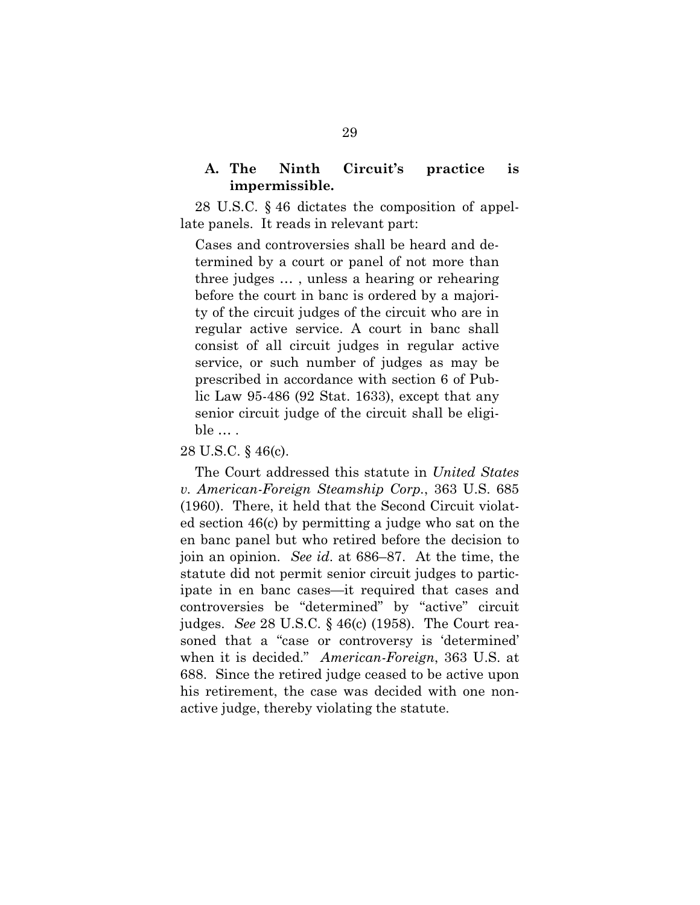### A. The Ninth Circuit's practice is impermissible.

28 U.S.C. § 46 dictates the composition of appellate panels. It reads in relevant part:

> Cases and controversies shall be heard and determined by a court or panel of not more than three judges … , unless a hearing or rehearing before the court in banc is ordered by a majority of the circuit judges of the circuit who are in regular active service. A court in banc shall consist of all circuit judges in regular active service, or such number of judges as may be prescribed in accordance with section 6 of Public Law 95-486 (92 Stat. 1633), except that any senior circuit judge of the circuit shall be eligible … .

28 U.S.C. § 46(c).

The Court addressed this statute in *United States v. American-Foreign Steamship Corp.*, 363 U.S. 685 (1960). There, it held that the Second Circuit violated section 46(c) by permitting a judge who sat on the en banc panel but who retired before the decision to join an opinion. *See id*. at 686–87. At the time, the statute did not permit senior circuit judges to participate in en banc cases—it required that cases and controversies be "determined" by "active" circuit judges. *See* 28 U.S.C. § 46(c) (1958). The Court reasoned that a "case or controversy is 'determined' when it is decided." *American-Foreign*, 363 U.S. at 688. Since the retired judge ceased to be active upon his retirement, the case was decided with one non-active judge, thereby violating the statute.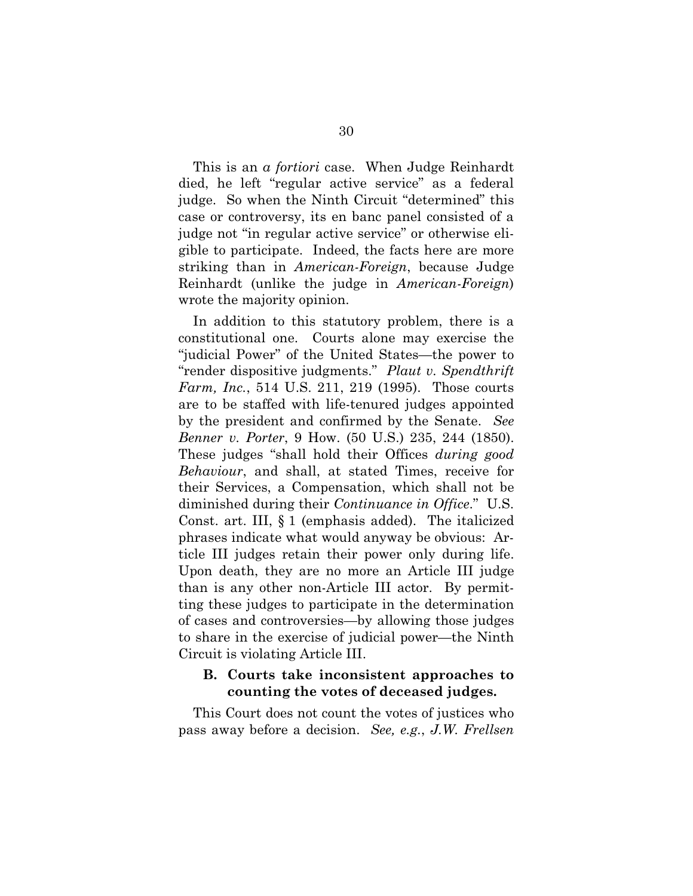This is an *a fortiori* case. When Judge Reinhardt died, he left "regular active service" as a federal judge. So when the Ninth Circuit "determined" this case or controversy, its en banc panel consisted of a judge not "in regular active service" or otherwise eligible to participate. Indeed, the facts here are more striking than in *American-Foreign*, because Judge Reinhardt (unlike the judge in *American-Foreign*) wrote the majority opinion.

In addition to this statutory problem, there is a constitutional one. Courts alone may exercise the "judicial Power" of the United States—the power to "render dispositive judgments." *Plaut v. Spendthrift Farm, Inc.*, 514 U.S. 211, 219 (1995). Those courts are to be staffed with life-tenured judges appointed by the president and confirmed by the Senate. *See Benner v. Porter*, 9 How. (50 U.S.) 235, 244 (1850). These judges "shall hold their Offices *during good Behaviour*, and shall, at stated Times, receive for their Services, a Compensation, which shall not be diminished during their *Continuance in Office*." U.S. Const. art. III, § 1 (emphasis added). The italicized phrases indicate what would anyway be obvious: Article III judges retain their power only during life. Upon death, they are no more an Article III judge than is any other non-Article III actor. By permitting these judges to participate in the determination of cases and controversies—by allowing those judges to share in the exercise of judicial power—the Ninth Circuit is violating Article III.

### B. Courts take inconsistent approaches to counting the votes of deceased judges.

This Court does not count the votes of justices who pass away before a decision. *See, e.g.*, *J.W. Frellsen*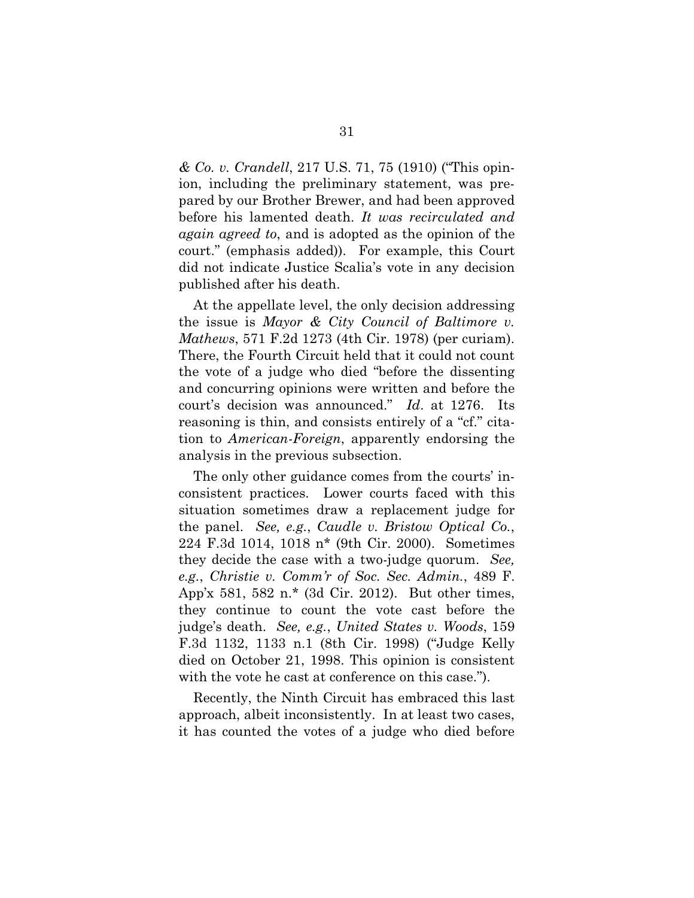*& Co. v. Crandell*, 217 U.S. 71, 75 (1910) ("This opinion, including the preliminary statement, was prepared by our Brother Brewer, and had been approved before his lamented death. *It was recirculated and again agreed to*, and is adopted as the opinion of the court." (emphasis added)). For example, this Court did not indicate Justice Scalia's vote in any decision published after his death.

At the appellate level, the only decision addressing the issue is *Mayor & City Council of Baltimore v. Mathews*, 571 F.2d 1273 (4th Cir. 1978) (per curiam). There, the Fourth Circuit held that it could not count the vote of a judge who died "before the dissenting and concurring opinions were written and before the court's decision was announced." *Id*. at 1276. Its reasoning is thin, and consists entirely of a "cf." citation to *American-Foreign*, apparently endorsing the analysis in the previous subsection.

The only other guidance comes from the courts' inconsistent practices. Lower courts faced with this situation sometimes draw a replacement judge for the panel. *See, e.g.*, *Caudle v. Bristow Optical Co.*, 224 F.3d 1014, 1018 n* (9th Cir. 2000). Sometimes they decide the case with a two-judge quorum. *See, e.g.*, *Christie v. Comm'r of Soc. Sec. Admin.*, 489 F. App'x 581, 582 n.* (3d Cir. 2012). But other times, they continue to count the vote cast before the judge's death. *See, e.g.*, *United States v. Woods*, 159 F.3d 1132, 1133 n.1 (8th Cir. 1998) ("Judge Kelly died on October 21, 1998. This opinion is consistent with the vote he cast at conference on this case.").

Recently, the Ninth Circuit has embraced this last approach, albeit inconsistently. In at least two cases, it has counted the votes of a judge who died before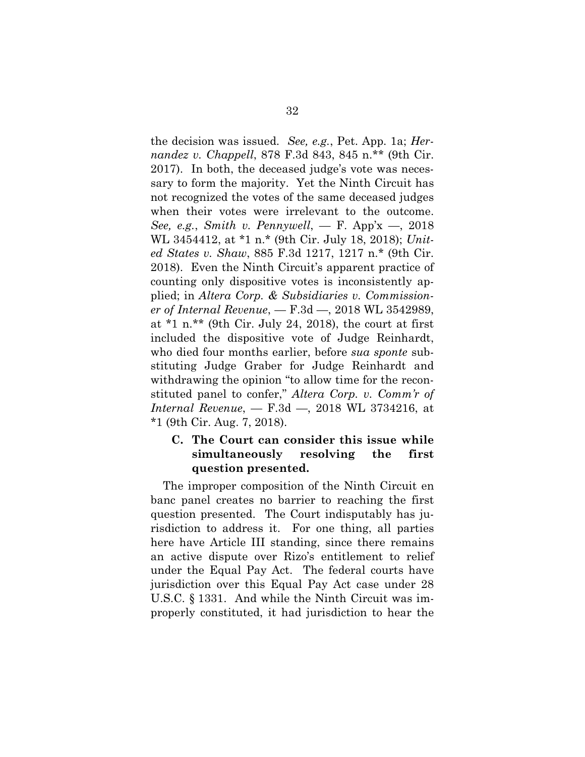the decision was issued. *See, e.g.*, Pet. App. 1a; *Hernandez v. Chappell*, 878 F.3d 843, 845 n.** (9th Cir. 2017). In both, the deceased judge's vote was necessary to form the majority. Yet the Ninth Circuit has not recognized the votes of the same deceased judges when their votes were irrelevant to the outcome. *See, e.g.*, *Smith v. Pennywell*, — F. App'x —, 2018 WL 3454412, at *1 n.* (9th Cir. July 18, 2018); *United States v. Shaw*, 885 F.3d 1217, 1217 n.* (9th Cir. 2018). Even the Ninth Circuit's apparent practice of counting only dispositive votes is inconsistently applied; in *Altera Corp. & Subsidiaries v. Commissioner of Internal Revenue*, — F.3d —, 2018 WL 3542989, at *1 n.** (9th Cir. July 24, 2018), the court at first included the dispositive vote of Judge Reinhardt, who died four months earlier, before *sua sponte* substituting Judge Graber for Judge Reinhardt and withdrawing the opinion "to allow time for the reconstituted panel to confer," *Altera Corp. v. Comm'r of Internal Revenue*, — F.3d —, 2018 WL 3734216, at *1 (9th Cir. Aug. 7, 2018).

### C. The Court can consider this issue while simultaneously resolving the first question presented.

The improper composition of the Ninth Circuit en banc panel creates no barrier to reaching the first question presented. The Court indisputably has jurisdiction to address it. For one thing, all parties here have Article III standing, since there remains an active dispute over Rizo's entitlement to relief under the Equal Pay Act. The federal courts have jurisdiction over this Equal Pay Act case under 28 U.S.C. § 1331. And while the Ninth Circuit was improperly constituted, it had jurisdiction to hear the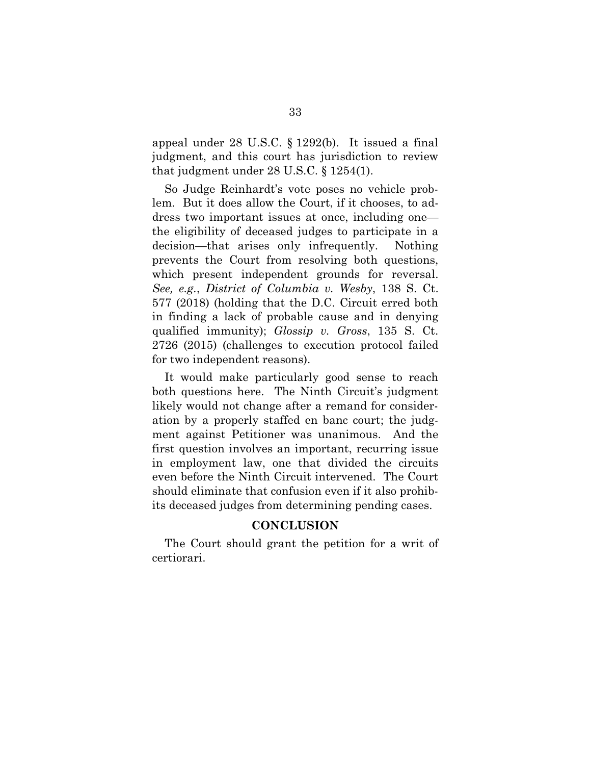appeal under 28 U.S.C. § 1292(b). It issued a final judgment, and this court has jurisdiction to review that judgment under 28 U.S.C. § 1254(1).

So Judge Reinhardt's vote poses no vehicle problem. But it does allow the Court, if it chooses, to address two important issues at once, including one—the eligibility of deceased judges to participate in a decision—that arises only infrequently. Nothing prevents the Court from resolving both questions, which present independent grounds for reversal. *See, e.g.*, *District of Columbia v. Wesby*, 138 S. Ct. 577 (2018) (holding that the D.C. Circuit erred both in finding a lack of probable cause and in denying qualified immunity); *Glossip v. Gross*, 135 S. Ct. 2726 (2015) (challenges to execution protocol failed for two independent reasons).

It would make particularly good sense to reach both questions here. The Ninth Circuit's judgment likely would not change after a remand for consideration by a properly staffed en banc court; the judgment against Petitioner was unanimous. And the first question involves an important, recurring issue in employment law, one that divided the circuits even before the Ninth Circuit intervened. The Court should eliminate that confusion even if it also prohibits deceased judges from determining pending cases.

## CONCLUSION

The Court should grant the petition for a writ of certiorari.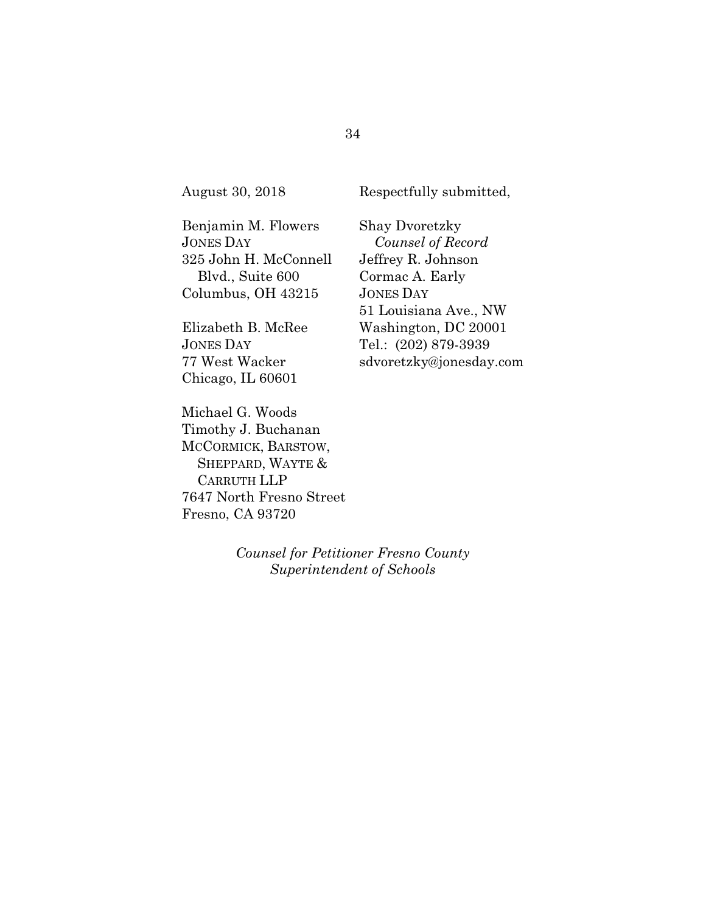August 30, 2018

Respectfully submitted,

Shay Dvoretzky
*Counsel of Record*
Jeffrey R. Johnson
Cormac A. Early
JONES DAY
51 Louisiana Ave., NW
Washington, DC 20001
Tel.: (202) 879-3939
sdvoretzky@jonesday.com

Benjamin M. Flowers
JONES DAY
325 John H. McConnell
Blvd., Suite 600
Columbus, OH 43215

Elizabeth B. McRee
JONES DAY
77 West Wacker
Chicago, IL 60601

Michael G. Woods
Timothy J. Buchanan
MCCORMICK, BARSTOW,
SHEPPARD, WAYTE &
CARRUTH LLP
7647 North Fresno Street
Fresno, CA 93720

*Counsel for Petitioner Fresno County Superintendent of Schools*